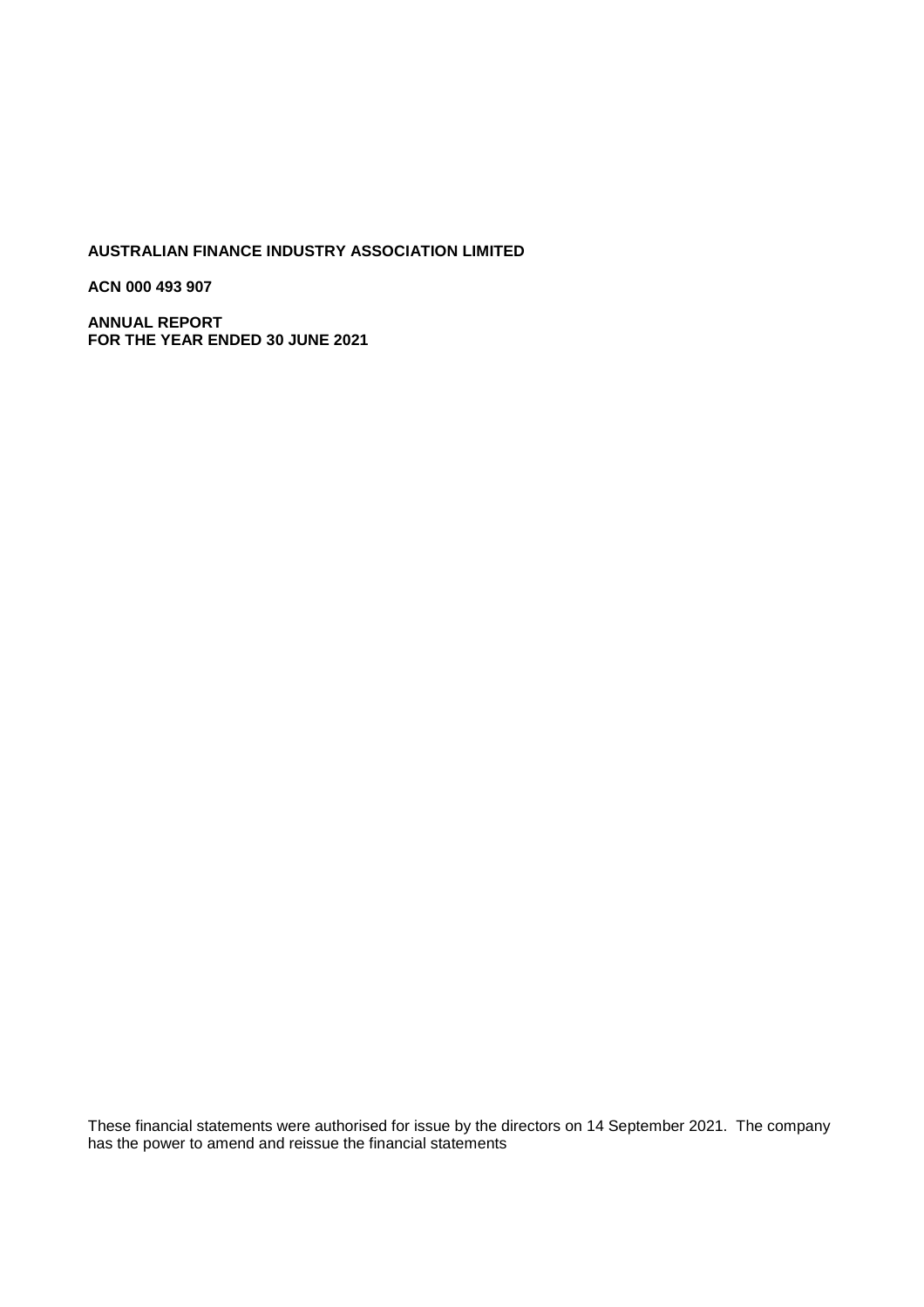**AUSTRALIAN FINANCE INDUSTRY ASSOCIATION LIMITED**

**ACN 000 493 907**

**ANNUAL REPORT**
**FOR THE YEAR ENDED 30 JUNE 2021**

These financial statements were authorised for issue by the directors on 14 September 2021. The company has the power to amend and reissue the financial statements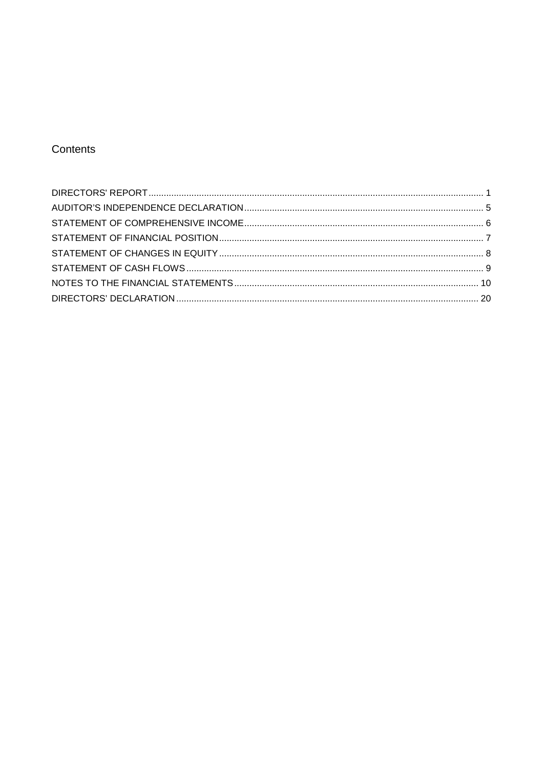# Contents

| | |
|---|---|
| DIRECTORS' REPORT | 1 |
| AUDITOR'S INDEPENDENCE DECLARATION | 5 |
| STATEMENT OF COMPREHENSIVE INCOME | 6 |
| STATEMENT OF FINANCIAL POSITION | 7 |
| STATEMENT OF CHANGES IN EQUITY | 8 |
| STATEMENT OF CASH FLOWS | 9 |
| NOTES TO THE FINANCIAL STATEMENTS | 10 |
| DIRECTORS' DECLARATION | 20 |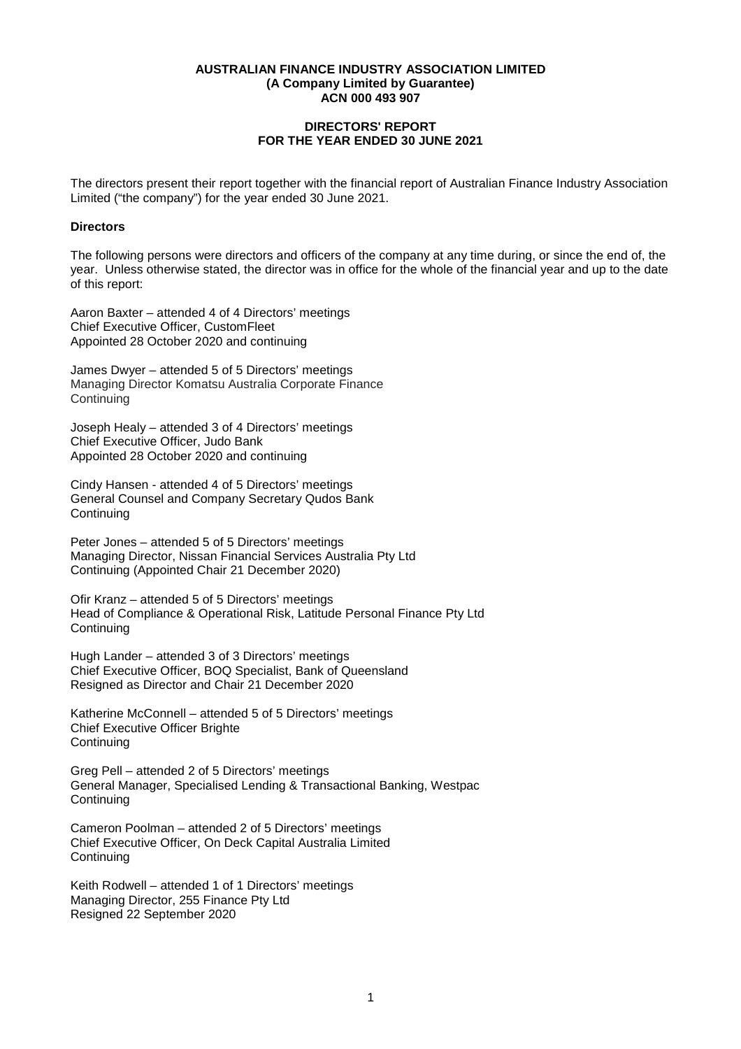**AUSTRALIAN FINANCE INDUSTRY ASSOCIATION LIMITED**
**(A Company Limited by Guarantee)**
**ACN 000 493 907**

**DIRECTORS' REPORT**
**FOR THE YEAR ENDED 30 JUNE 2021**

The directors present their report together with the financial report of Australian Finance Industry Association Limited ("the company") for the year ended 30 June 2021.

**Directors**

The following persons were directors and officers of the company at any time during, or since the end of, the year. Unless otherwise stated, the director was in office for the whole of the financial year and up to the date of this report:

Aaron Baxter – attended 4 of 4 Directors' meetings
Chief Executive Officer, CustomFleet
Appointed 28 October 2020 and continuing

James Dwyer – attended 5 of 5 Directors' meetings
Managing Director Komatsu Australia Corporate Finance
Continuing

Joseph Healy – attended 3 of 4 Directors' meetings
Chief Executive Officer, Judo Bank
Appointed 28 October 2020 and continuing

Cindy Hansen - attended 4 of 5 Directors' meetings
General Counsel and Company Secretary Qudos Bank
Continuing

Peter Jones – attended 5 of 5 Directors' meetings
Managing Director, Nissan Financial Services Australia Pty Ltd
Continuing (Appointed Chair 21 December 2020)

Ofir Kranz – attended 5 of 5 Directors' meetings
Head of Compliance & Operational Risk, Latitude Personal Finance Pty Ltd
Continuing

Hugh Lander – attended 3 of 3 Directors' meetings
Chief Executive Officer, BOQ Specialist, Bank of Queensland
Resigned as Director and Chair 21 December 2020

Katherine McConnell – attended 5 of 5 Directors' meetings
Chief Executive Officer Brighte
Continuing

Greg Pell – attended 2 of 5 Directors' meetings
General Manager, Specialised Lending & Transactional Banking, Westpac
Continuing

Cameron Poolman – attended 2 of 5 Directors' meetings
Chief Executive Officer, On Deck Capital Australia Limited
Continuing

Keith Rodwell – attended 1 of 1 Directors' meetings
Managing Director, 255 Finance Pty Ltd
Resigned 22 September 2020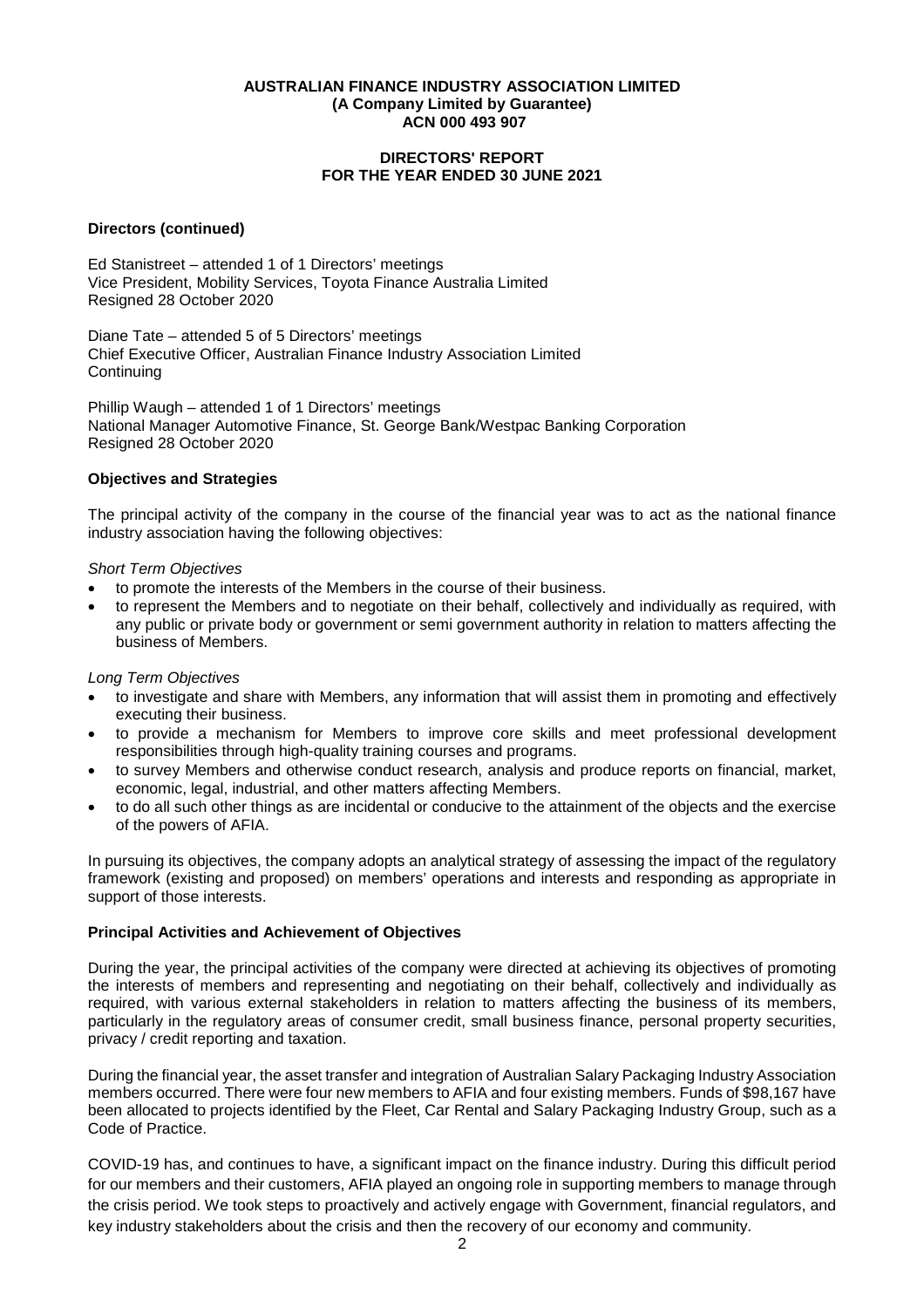**AUSTRALIAN FINANCE INDUSTRY ASSOCIATION LIMITED**
**(A Company Limited by Guarantee)**
**ACN 000 493 907**

**DIRECTORS' REPORT**
**FOR THE YEAR ENDED 30 JUNE 2021**

### Directors (continued)

Ed Stanistreet – attended 1 of 1 Directors' meetings
Vice President, Mobility Services, Toyota Finance Australia Limited
Resigned 28 October 2020

Diane Tate – attended 5 of 5 Directors' meetings
Chief Executive Officer, Australian Finance Industry Association Limited
Continuing

Phillip Waugh – attended 1 of 1 Directors' meetings
National Manager Automotive Finance, St. George Bank/Westpac Banking Corporation
Resigned 28 October 2020

### Objectives and Strategies

The principal activity of the company in the course of the financial year was to act as the national finance industry association having the following objectives:

*Short Term Objectives*

- to promote the interests of the Members in the course of their business.
- to represent the Members and to negotiate on their behalf, collectively and individually as required, with any public or private body or government or semi government authority in relation to matters affecting the business of Members.

*Long Term Objectives*

- to investigate and share with Members, any information that will assist them in promoting and effectively executing their business.
- to provide a mechanism for Members to improve core skills and meet professional development responsibilities through high-quality training courses and programs.
- to survey Members and otherwise conduct research, analysis and produce reports on financial, market, economic, legal, industrial, and other matters affecting Members.
- to do all such other things as are incidental or conducive to the attainment of the objects and the exercise of the powers of AFIA.

In pursuing its objectives, the company adopts an analytical strategy of assessing the impact of the regulatory framework (existing and proposed) on members' operations and interests and responding as appropriate in support of those interests.

### Principal Activities and Achievement of Objectives

During the year, the principal activities of the company were directed at achieving its objectives of promoting the interests of members and representing and negotiating on their behalf, collectively and individually as required, with various external stakeholders in relation to matters affecting the business of its members, particularly in the regulatory areas of consumer credit, small business finance, personal property securities, privacy / credit reporting and taxation.

During the financial year, the asset transfer and integration of Australian Salary Packaging Industry Association members occurred. There were four new members to AFIA and four existing members. Funds of $98,167 have been allocated to projects identified by the Fleet, Car Rental and Salary Packaging Industry Group, such as a Code of Practice.

COVID-19 has, and continues to have, a significant impact on the finance industry. During this difficult period for our members and their customers, AFIA played an ongoing role in supporting members to manage through the crisis period. We took steps to proactively and actively engage with Government, financial regulators, and key industry stakeholders about the crisis and then the recovery of our economy and community.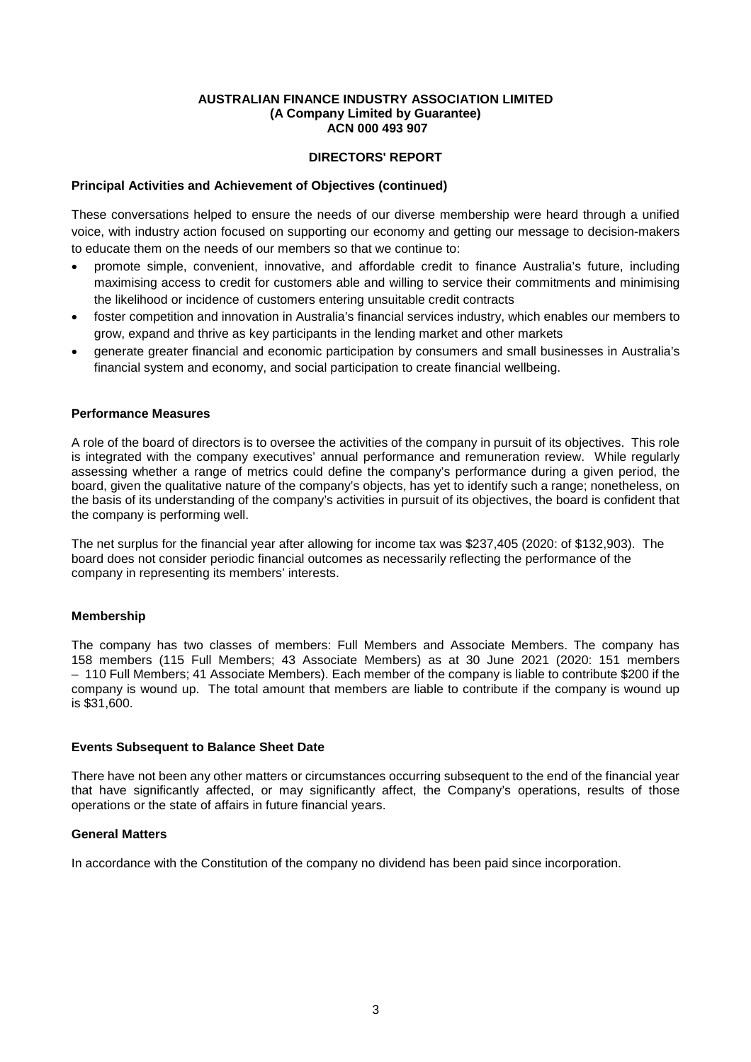**AUSTRALIAN FINANCE INDUSTRY ASSOCIATION LIMITED**
**(A Company Limited by Guarantee)**
**ACN 000 493 907**

## DIRECTORS' REPORT

### Principal Activities and Achievement of Objectives (continued)

These conversations helped to ensure the needs of our diverse membership were heard through a unified voice, with industry action focused on supporting our economy and getting our message to decision-makers to educate them on the needs of our members so that we continue to:

- promote simple, convenient, innovative, and affordable credit to finance Australia's future, including maximising access to credit for customers able and willing to service their commitments and minimising the likelihood or incidence of customers entering unsuitable credit contracts
- foster competition and innovation in Australia's financial services industry, which enables our members to grow, expand and thrive as key participants in the lending market and other markets
- generate greater financial and economic participation by consumers and small businesses in Australia's financial system and economy, and social participation to create financial wellbeing.

### Performance Measures

A role of the board of directors is to oversee the activities of the company in pursuit of its objectives. This role is integrated with the company executives' annual performance and remuneration review. While regularly assessing whether a range of metrics could define the company's performance during a given period, the board, given the qualitative nature of the company's objects, has yet to identify such a range; nonetheless, on the basis of its understanding of the company's activities in pursuit of its objectives, the board is confident that the company is performing well.

The net surplus for the financial year after allowing for income tax was $237,405 (2020: of $132,903). The board does not consider periodic financial outcomes as necessarily reflecting the performance of the company in representing its members' interests.

### Membership

The company has two classes of members: Full Members and Associate Members. The company has 158 members (115 Full Members; 43 Associate Members) as at 30 June 2021 (2020: 151 members – 110 Full Members; 41 Associate Members). Each member of the company is liable to contribute $200 if the company is wound up. The total amount that members are liable to contribute if the company is wound up is $31,600.

### Events Subsequent to Balance Sheet Date

There have not been any other matters or circumstances occurring subsequent to the end of the financial year that have significantly affected, or may significantly affect, the Company's operations, results of those operations or the state of affairs in future financial years.

### General Matters

In accordance with the Constitution of the company no dividend has been paid since incorporation.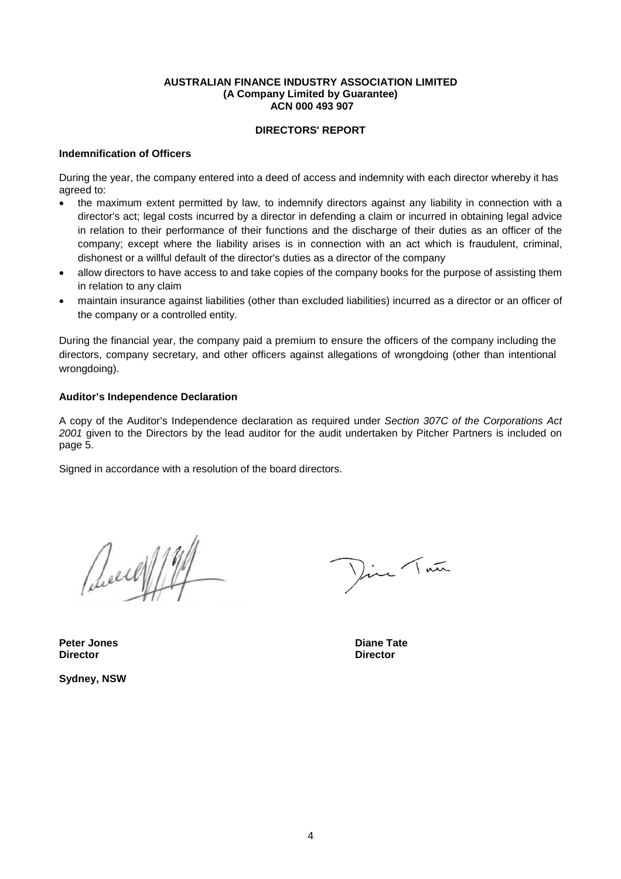**AUSTRALIAN FINANCE INDUSTRY ASSOCIATION LIMITED**
**(A Company Limited by Guarantee)**
**ACN 000 493 907**

**DIRECTORS' REPORT**

**Indemnification of Officers**

During the year, the company entered into a deed of access and indemnity with each director whereby it has agreed to:

- the maximum extent permitted by law, to indemnify directors against any liability in connection with a director's act; legal costs incurred by a director in defending a claim or incurred in obtaining legal advice in relation to their performance of their functions and the discharge of their duties as an officer of the company; except where the liability arises is in connection with an act which is fraudulent, criminal, dishonest or a willful default of the director's duties as a director of the company
- allow directors to have access to and take copies of the company books for the purpose of assisting them in relation to any claim
- maintain insurance against liabilities (other than excluded liabilities) incurred as a director or an officer of the company or a controlled entity.

During the financial year, the company paid a premium to ensure the officers of the company including the directors, company secretary, and other officers against allegations of wrongdoing (other than intentional wrongdoing).

**Auditor's Independence Declaration**

A copy of the Auditor's Independence declaration as required under *Section 307C of the Corporations Act 2001* given to the Directors by the lead auditor for the audit undertaken by Pitcher Partners is included on page 5.

Signed in accordance with a resolution of the board directors.

**Peter Jones**
**Director**

**Diane Tate**
**Director**

**Sydney, NSW**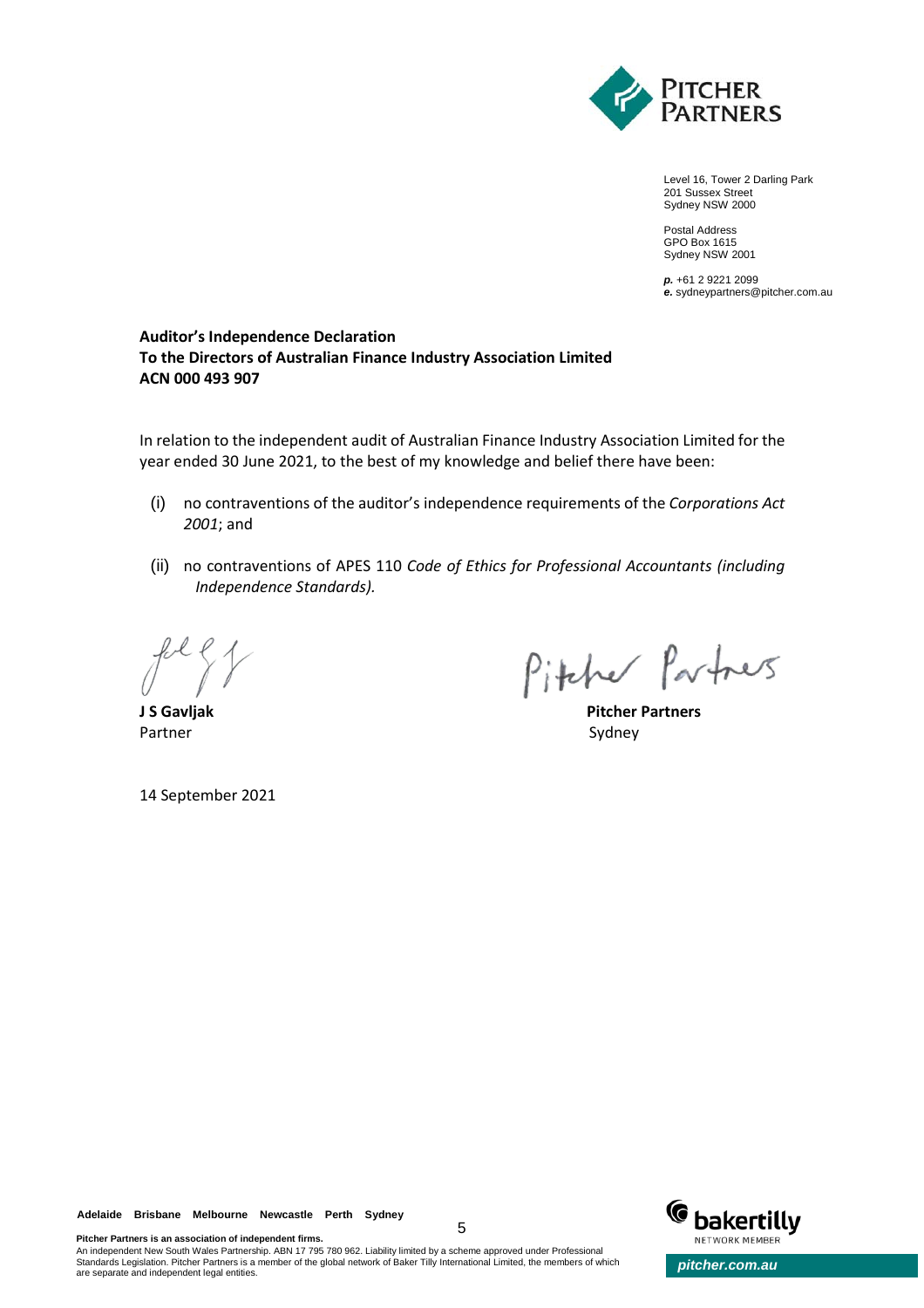Level 16, Tower 2 Darling Park
201 Sussex Street
Sydney NSW 2000

Postal Address
GPO Box 1615
Sydney NSW 2001

***p.*** +61 2 9221 2099
***e.*** sydneypartners@pitcher.com.au

**Auditor's Independence Declaration**
**To the Directors of Australian Finance Industry Association Limited**
**ACN 000 493 907**

In relation to the independent audit of Australian Finance Industry Association Limited for the year ended 30 June 2021, to the best of my knowledge and belief there have been:

(i) no contraventions of the auditor's independence requirements of the *Corporations Act 2001*; and

(ii) no contraventions of APES 110 *Code of Ethics for Professional Accountants (including Independence Standards).*

**J S Gavljak**
Partner

**Pitcher Partners**
Sydney

14 September 2021

Adelaide Brisbane Melbourne Newcastle Perth Sydney

**Pitcher Partners is an association of independent firms.**
An independent New South Wales Partnership. ABN 17 795 780 962. Liability limited by a scheme approved under Professional Standards Legislation. Pitcher Partners is a member of the global network of Baker Tilly International Limited, the members of which are separate and independent legal entities.

pitcher.com.au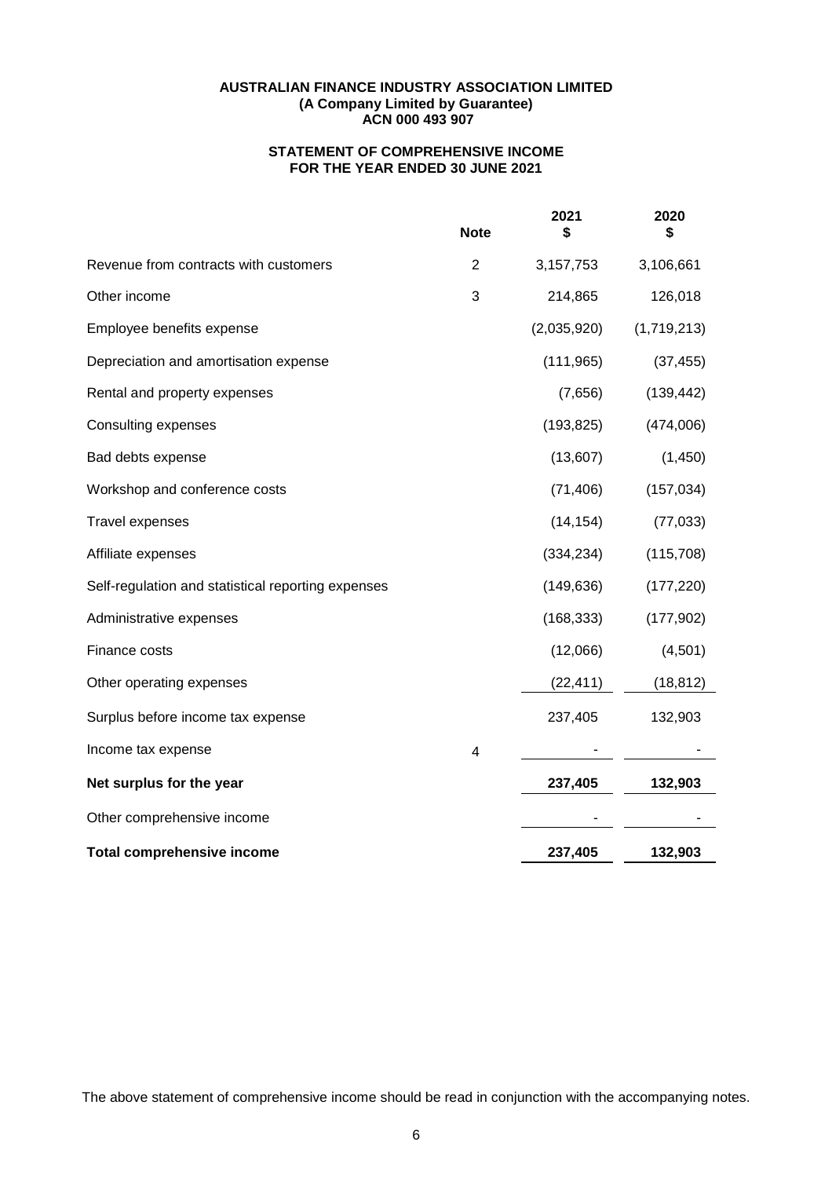**AUSTRALIAN FINANCE INDUSTRY ASSOCIATION LIMITED**
**(A Company Limited by Guarantee)**
**ACN 000 493 907**

## STATEMENT OF COMPREHENSIVE INCOME
## FOR THE YEAR ENDED 30 JUNE 2021

| | Note | 2021 $ | 2020 $ |
|---|---|---|---|
| Revenue from contracts with customers | 2 | 3,157,753 | 3,106,661 |
| Other income | 3 | 214,865 | 126,018 |
| Employee benefits expense | | (2,035,920) | (1,719,213) |
| Depreciation and amortisation expense | | (111,965) | (37,455) |
| Rental and property expenses | | (7,656) | (139,442) |
| Consulting expenses | | (193,825) | (474,006) |
| Bad debts expense | | (13,607) | (1,450) |
| Workshop and conference costs | | (71,406) | (157,034) |
| Travel expenses | | (14,154) | (77,033) |
| Affiliate expenses | | (334,234) | (115,708) |
| Self-regulation and statistical reporting expenses | | (149,636) | (177,220) |
| Administrative expenses | | (168,333) | (177,902) |
| Finance costs | | (12,066) | (4,501) |
| Other operating expenses | | (22,411) | (18,812) |
| Surplus before income tax expense | | 237,405 | 132,903 |
| Income tax expense | 4 | - | - |
| **Net surplus for the year** | | **237,405** | **132,903** |
| Other comprehensive income | | - | - |
| **Total comprehensive income** | | **237,405** | **132,903** |

The above statement of comprehensive income should be read in conjunction with the accompanying notes.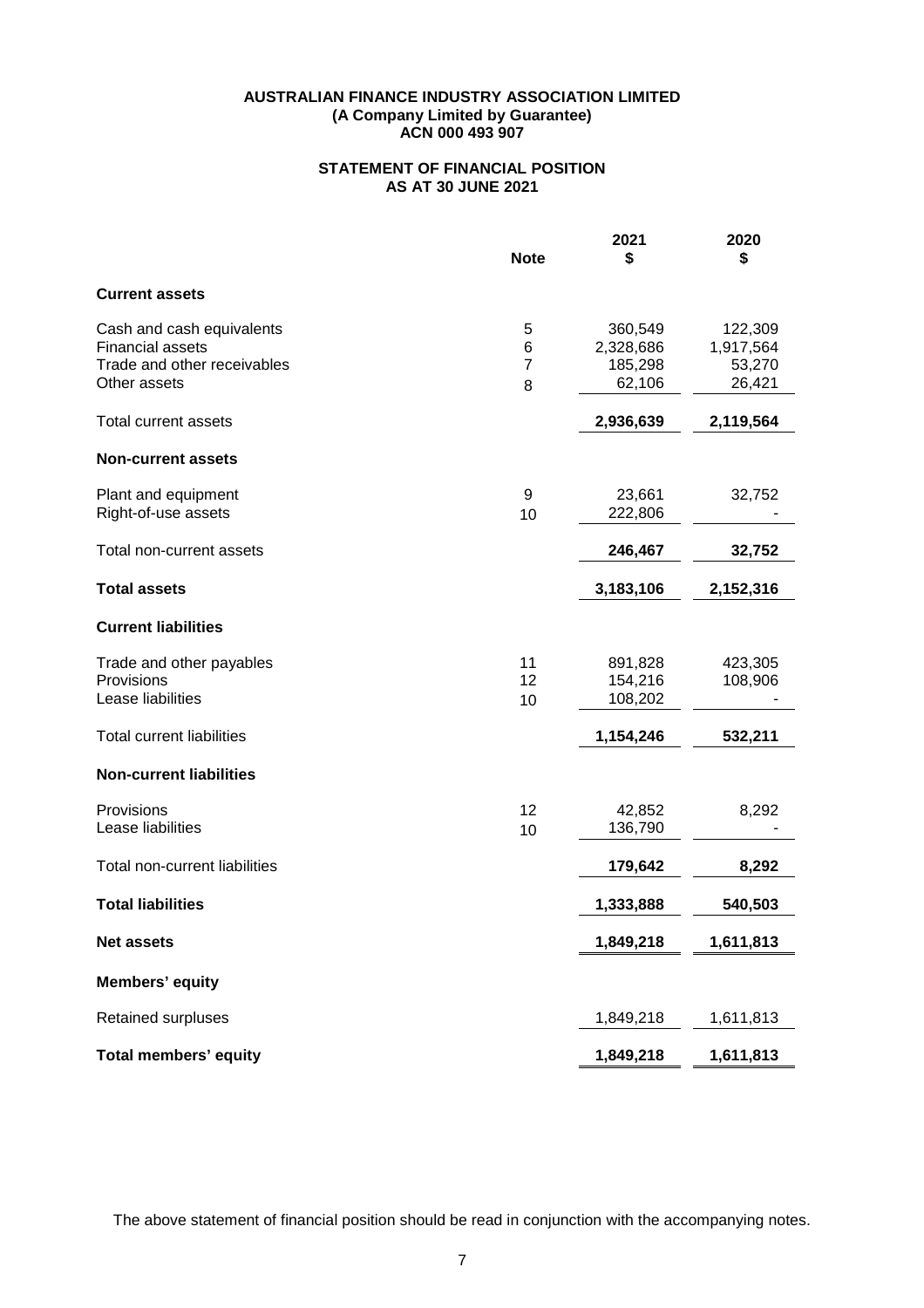**AUSTRALIAN FINANCE INDUSTRY ASSOCIATION LIMITED**
**(A Company Limited by Guarantee)**
**ACN 000 493 907**

## STATEMENT OF FINANCIAL POSITION
## AS AT 30 JUNE 2021

| | Note | 2021 $ | 2020 $ |
|---|---|---|---|
| **Current assets** | | | |
| Cash and cash equivalents | 5 | 360,549 | 122,309 |
| Financial assets | 6 | 2,328,686 | 1,917,564 |
| Trade and other receivables | 7 | 185,298 | 53,270 |
| Other assets | 8 | 62,106 | 26,421 |
| Total current assets | | **2,936,639** | **2,119,564** |
| **Non-current assets** | | | |
| Plant and equipment | 9 | 23,661 | 32,752 |
| Right-of-use assets | 10 | 222,806 | - |
| Total non-current assets | | **246,467** | **32,752** |
| **Total assets** | | **3,183,106** | **2,152,316** |
| **Current liabilities** | | | |
| Trade and other payables | 11 | 891,828 | 423,305 |
| Provisions | 12 | 154,216 | 108,906 |
| Lease liabilities | 10 | 108,202 | - |
| Total current liabilities | | **1,154,246** | **532,211** |
| **Non-current liabilities** | | | |
| Provisions | 12 | 42,852 | 8,292 |
| Lease liabilities | 10 | 136,790 | - |
| Total non-current liabilities | | **179,642** | **8,292** |
| **Total liabilities** | | **1,333,888** | **540,503** |
| **Net assets** | | **1,849,218** | **1,611,813** |
| **Members' equity** | | | |
| Retained surpluses | | 1,849,218 | 1,611,813 |
| **Total members' equity** | | **1,849,218** | **1,611,813** |

The above statement of financial position should be read in conjunction with the accompanying notes.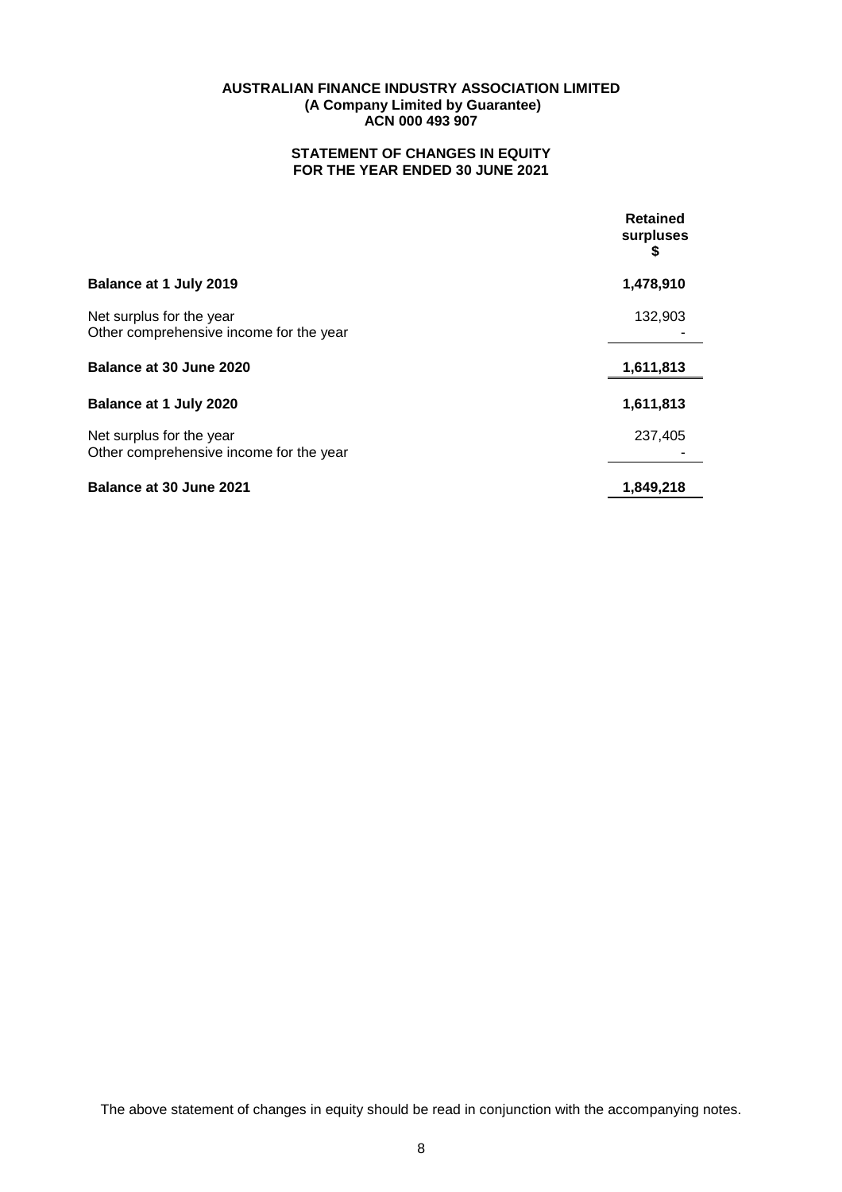**AUSTRALIAN FINANCE INDUSTRY ASSOCIATION LIMITED**
**(A Company Limited by Guarantee)**
**ACN 000 493 907**

## STATEMENT OF CHANGES IN EQUITY
## FOR THE YEAR ENDED 30 JUNE 2021

| | Retained surpluses $ |
|---|---|
| **Balance at 1 July 2019** | **1,478,910** |
| Net surplus for the year | 132,903 |
| Other comprehensive income for the year | - |
| **Balance at 30 June 2020** | **1,611,813** |
| **Balance at 1 July 2020** | **1,611,813** |
| Net surplus for the year | 237,405 |
| Other comprehensive income for the year | - |
| **Balance at 30 June 2021** | **1,849,218** |

The above statement of changes in equity should be read in conjunction with the accompanying notes.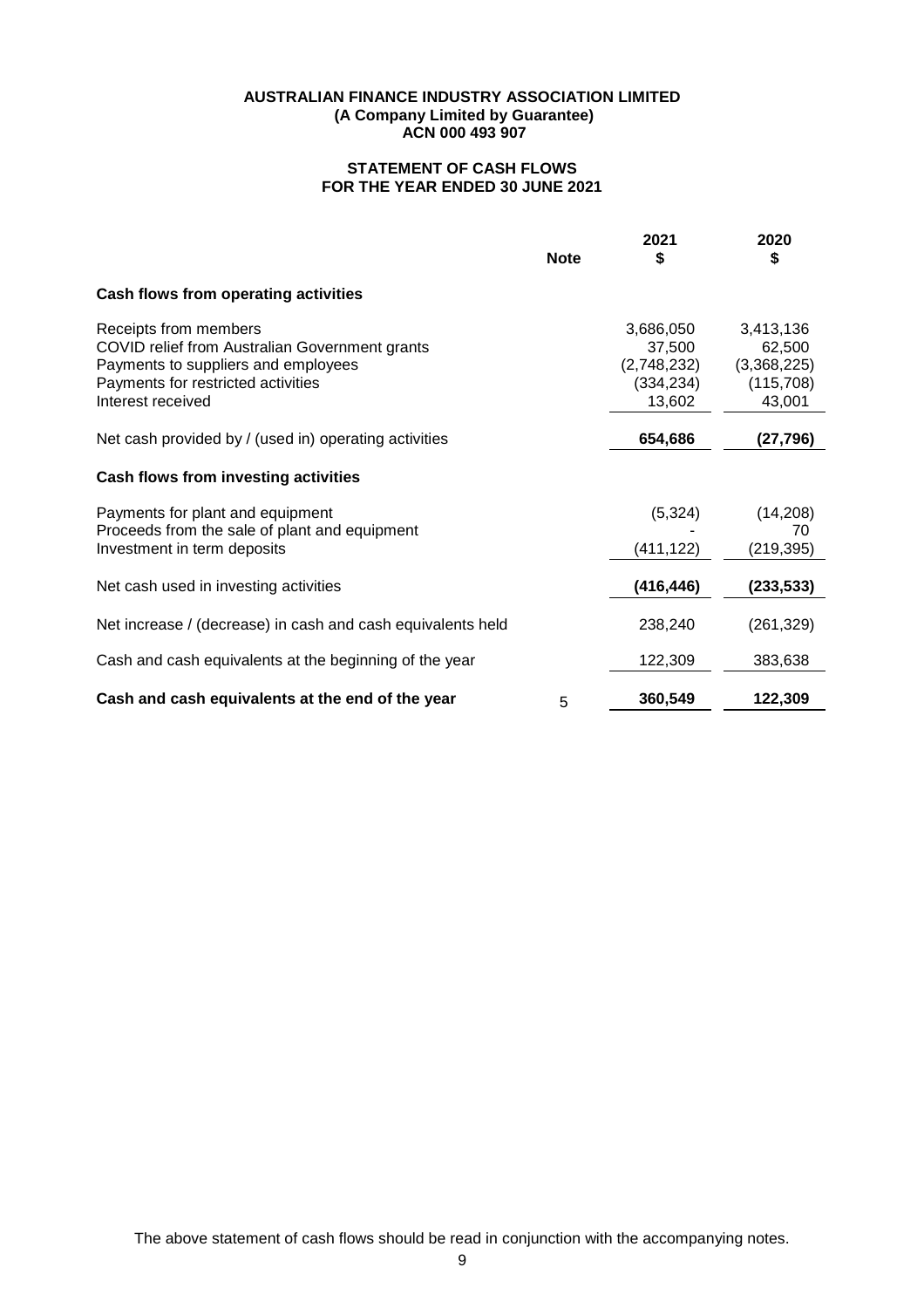**AUSTRALIAN FINANCE INDUSTRY ASSOCIATION LIMITED**
**(A Company Limited by Guarantee)**
**ACN 000 493 907**

## STATEMENT OF CASH FLOWS
## FOR THE YEAR ENDED 30 JUNE 2021

| | Note | 2021 $ | 2020 $ |
|---|---|---|---|
| **Cash flows from operating activities** | | | |
| Receipts from members | | 3,686,050 | 3,413,136 |
| COVID relief from Australian Government grants | | 37,500 | 62,500 |
| Payments to suppliers and employees | | (2,748,232) | (3,368,225) |
| Payments for restricted activities | | (334,234) | (115,708) |
| Interest received | | 13,602 | 43,001 |
| Net cash provided by / (used in) operating activities | | **654,686** | **(27,796)** |
| **Cash flows from investing activities** | | | |
| Payments for plant and equipment | | (5,324) | (14,208) |
| Proceeds from the sale of plant and equipment | | - | 70 |
| Investment in term deposits | | (411,122) | (219,395) |
| Net cash used in investing activities | | **(416,446)** | **(233,533)** |
| Net increase / (decrease) in cash and cash equivalents held | | 238,240 | (261,329) |
| Cash and cash equivalents at the beginning of the year | | 122,309 | 383,638 |
| **Cash and cash equivalents at the end of the year** | 5 | **360,549** | **122,309** |

The above statement of cash flows should be read in conjunction with the accompanying notes.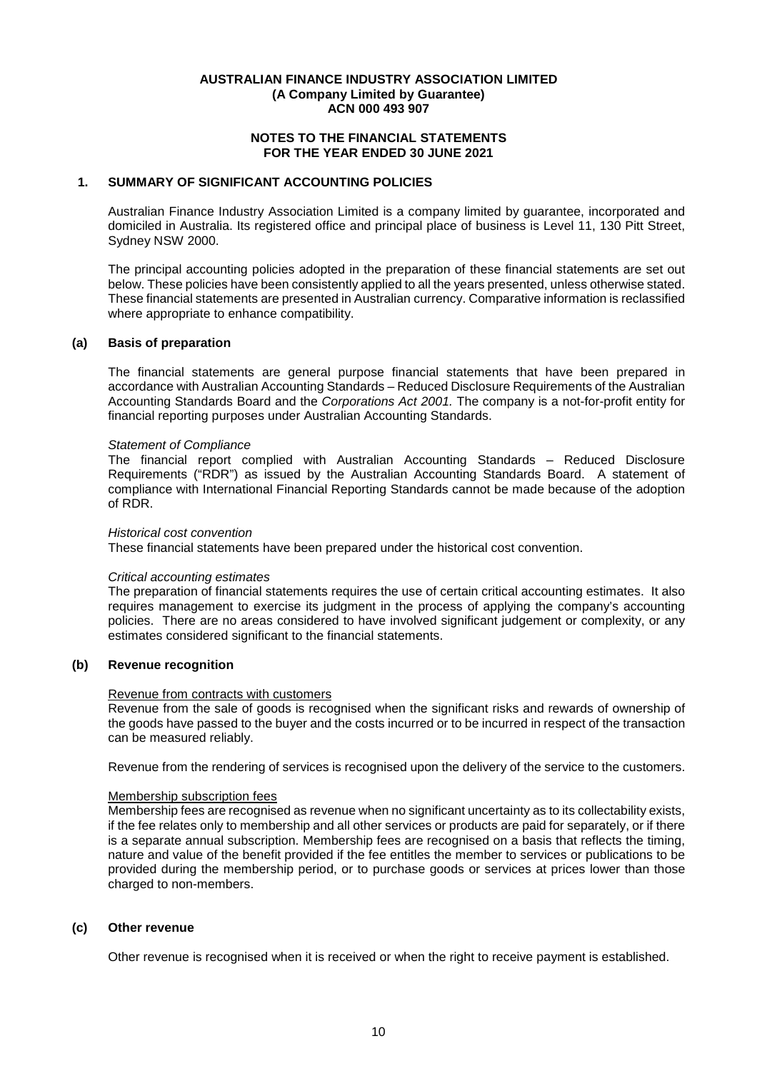**AUSTRALIAN FINANCE INDUSTRY ASSOCIATION LIMITED**
**(A Company Limited by Guarantee)**
**ACN 000 493 907**

**NOTES TO THE FINANCIAL STATEMENTS**
**FOR THE YEAR ENDED 30 JUNE 2021**

## 1. SUMMARY OF SIGNIFICANT ACCOUNTING POLICIES

Australian Finance Industry Association Limited is a company limited by guarantee, incorporated and domiciled in Australia. Its registered office and principal place of business is Level 11, 130 Pitt Street, Sydney NSW 2000.

The principal accounting policies adopted in the preparation of these financial statements are set out below. These policies have been consistently applied to all the years presented, unless otherwise stated. These financial statements are presented in Australian currency. Comparative information is reclassified where appropriate to enhance compatibility.

### (a) Basis of preparation

The financial statements are general purpose financial statements that have been prepared in accordance with Australian Accounting Standards – Reduced Disclosure Requirements of the Australian Accounting Standards Board and the *Corporations Act 2001.* The company is a not-for-profit entity for financial reporting purposes under Australian Accounting Standards.

*Statement of Compliance*
The financial report complied with Australian Accounting Standards – Reduced Disclosure Requirements ("RDR") as issued by the Australian Accounting Standards Board. A statement of compliance with International Financial Reporting Standards cannot be made because of the adoption of RDR.

*Historical cost convention*
These financial statements have been prepared under the historical cost convention.

*Critical accounting estimates*
The preparation of financial statements requires the use of certain critical accounting estimates. It also requires management to exercise its judgment in the process of applying the company's accounting policies. There are no areas considered to have involved significant judgement or complexity, or any estimates considered significant to the financial statements.

### (b) Revenue recognition

Revenue from contracts with customers
Revenue from the sale of goods is recognised when the significant risks and rewards of ownership of the goods have passed to the buyer and the costs incurred or to be incurred in respect of the transaction can be measured reliably.

Revenue from the rendering of services is recognised upon the delivery of the service to the customers.

Membership subscription fees
Membership fees are recognised as revenue when no significant uncertainty as to its collectability exists, if the fee relates only to membership and all other services or products are paid for separately, or if there is a separate annual subscription. Membership fees are recognised on a basis that reflects the timing, nature and value of the benefit provided if the fee entitles the member to services or publications to be provided during the membership period, or to purchase goods or services at prices lower than those charged to non-members.

### (c) Other revenue

Other revenue is recognised when it is received or when the right to receive payment is established.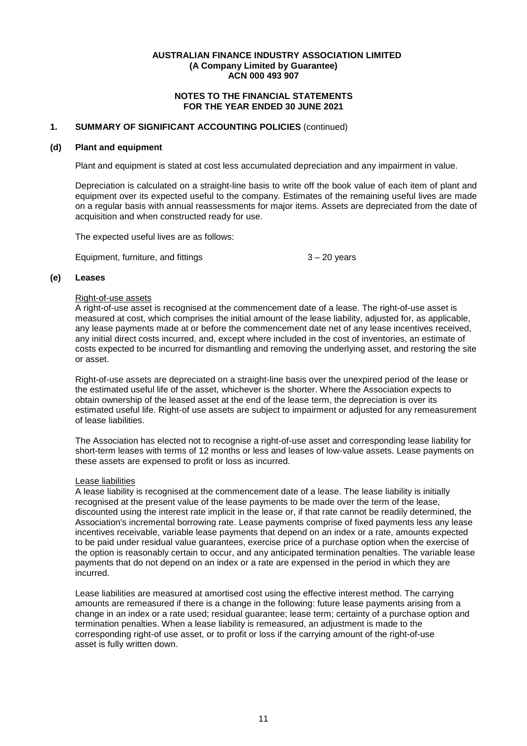**AUSTRALIAN FINANCE INDUSTRY ASSOCIATION LIMITED**
**(A Company Limited by Guarantee)**
**ACN 000 493 907**

**NOTES TO THE FINANCIAL STATEMENTS**
**FOR THE YEAR ENDED 30 JUNE 2021**

## 1. SUMMARY OF SIGNIFICANT ACCOUNTING POLICIES (continued)

### (d) Plant and equipment

Plant and equipment is stated at cost less accumulated depreciation and any impairment in value.

Depreciation is calculated on a straight-line basis to write off the book value of each item of plant and equipment over its expected useful to the company. Estimates of the remaining useful lives are made on a regular basis with annual reassessments for major items. Assets are depreciated from the date of acquisition and when constructed ready for use.

The expected useful lives are as follows:

| | |
|---|---|
| Equipment, furniture, and fittings | 3 – 20 years |

### (e) Leases

Right-of-use assets

A right-of-use asset is recognised at the commencement date of a lease. The right-of-use asset is measured at cost, which comprises the initial amount of the lease liability, adjusted for, as applicable, any lease payments made at or before the commencement date net of any lease incentives received, any initial direct costs incurred, and, except where included in the cost of inventories, an estimate of costs expected to be incurred for dismantling and removing the underlying asset, and restoring the site or asset.

Right-of-use assets are depreciated on a straight-line basis over the unexpired period of the lease or the estimated useful life of the asset, whichever is the shorter. Where the Association expects to obtain ownership of the leased asset at the end of the lease term, the depreciation is over its estimated useful life. Right-of use assets are subject to impairment or adjusted for any remeasurement of lease liabilities.

The Association has elected not to recognise a right-of-use asset and corresponding lease liability for short-term leases with terms of 12 months or less and leases of low-value assets. Lease payments on these assets are expensed to profit or loss as incurred.

Lease liabilities

A lease liability is recognised at the commencement date of a lease. The lease liability is initially recognised at the present value of the lease payments to be made over the term of the lease, discounted using the interest rate implicit in the lease or, if that rate cannot be readily determined, the Association's incremental borrowing rate. Lease payments comprise of fixed payments less any lease incentives receivable, variable lease payments that depend on an index or a rate, amounts expected to be paid under residual value guarantees, exercise price of a purchase option when the exercise of the option is reasonably certain to occur, and any anticipated termination penalties. The variable lease payments that do not depend on an index or a rate are expensed in the period in which they are incurred.

Lease liabilities are measured at amortised cost using the effective interest method. The carrying amounts are remeasured if there is a change in the following: future lease payments arising from a change in an index or a rate used; residual guarantee; lease term; certainty of a purchase option and termination penalties. When a lease liability is remeasured, an adjustment is made to the corresponding right-of use asset, or to profit or loss if the carrying amount of the right-of-use asset is fully written down.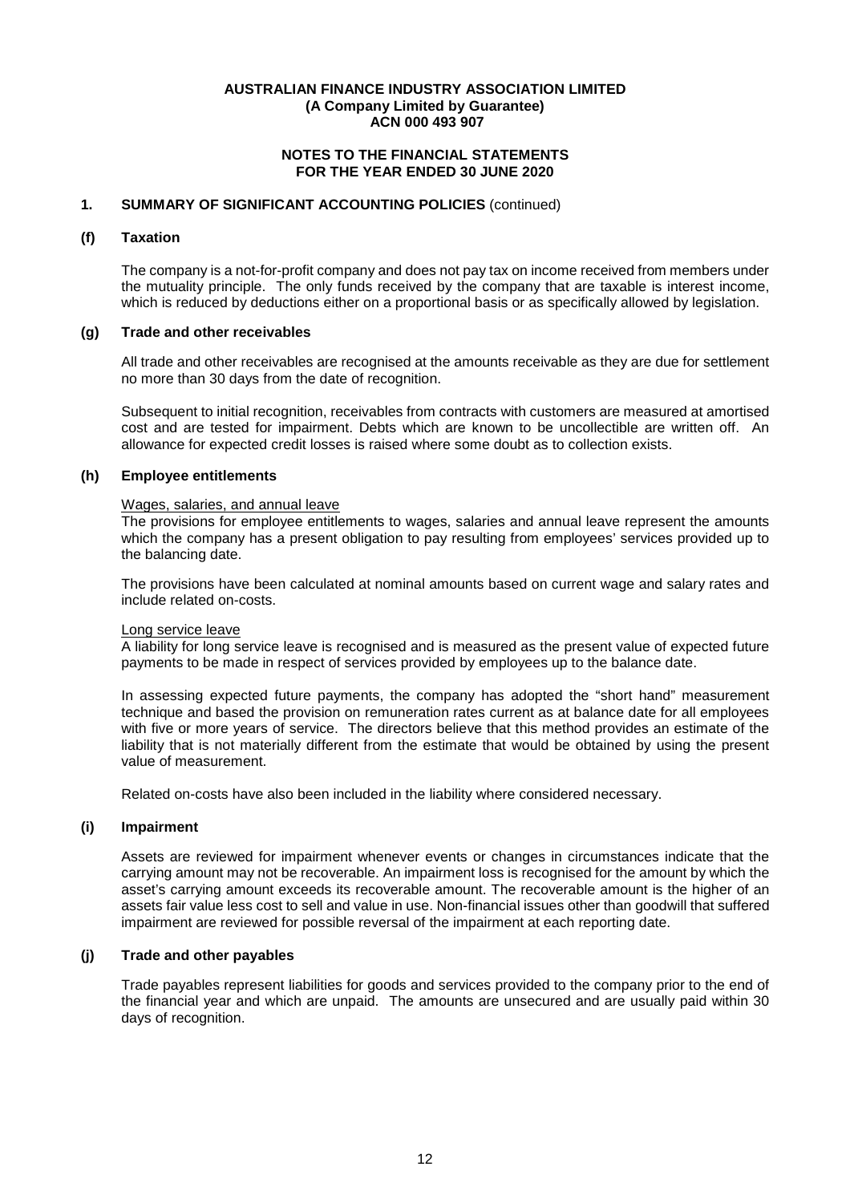**AUSTRALIAN FINANCE INDUSTRY ASSOCIATION LIMITED**
**(A Company Limited by Guarantee)**
**ACN 000 493 907**

**NOTES TO THE FINANCIAL STATEMENTS**
**FOR THE YEAR ENDED 30 JUNE 2020**

## 1. SUMMARY OF SIGNIFICANT ACCOUNTING POLICIES (continued)

### (f) Taxation

The company is a not-for-profit company and does not pay tax on income received from members under the mutuality principle. The only funds received by the company that are taxable is interest income, which is reduced by deductions either on a proportional basis or as specifically allowed by legislation.

### (g) Trade and other receivables

All trade and other receivables are recognised at the amounts receivable as they are due for settlement no more than 30 days from the date of recognition.

Subsequent to initial recognition, receivables from contracts with customers are measured at amortised cost and are tested for impairment. Debts which are known to be uncollectible are written off. An allowance for expected credit losses is raised where some doubt as to collection exists.

### (h) Employee entitlements

Wages, salaries, and annual leave
The provisions for employee entitlements to wages, salaries and annual leave represent the amounts which the company has a present obligation to pay resulting from employees' services provided up to the balancing date.

The provisions have been calculated at nominal amounts based on current wage and salary rates and include related on-costs.

Long service leave
A liability for long service leave is recognised and is measured as the present value of expected future payments to be made in respect of services provided by employees up to the balance date.

In assessing expected future payments, the company has adopted the "short hand" measurement technique and based the provision on remuneration rates current as at balance date for all employees with five or more years of service. The directors believe that this method provides an estimate of the liability that is not materially different from the estimate that would be obtained by using the present value of measurement.

Related on-costs have also been included in the liability where considered necessary.

### (i) Impairment

Assets are reviewed for impairment whenever events or changes in circumstances indicate that the carrying amount may not be recoverable. An impairment loss is recognised for the amount by which the asset's carrying amount exceeds its recoverable amount. The recoverable amount is the higher of an assets fair value less cost to sell and value in use. Non-financial issues other than goodwill that suffered impairment are reviewed for possible reversal of the impairment at each reporting date.

### (j) Trade and other payables

Trade payables represent liabilities for goods and services provided to the company prior to the end of the financial year and which are unpaid. The amounts are unsecured and are usually paid within 30 days of recognition.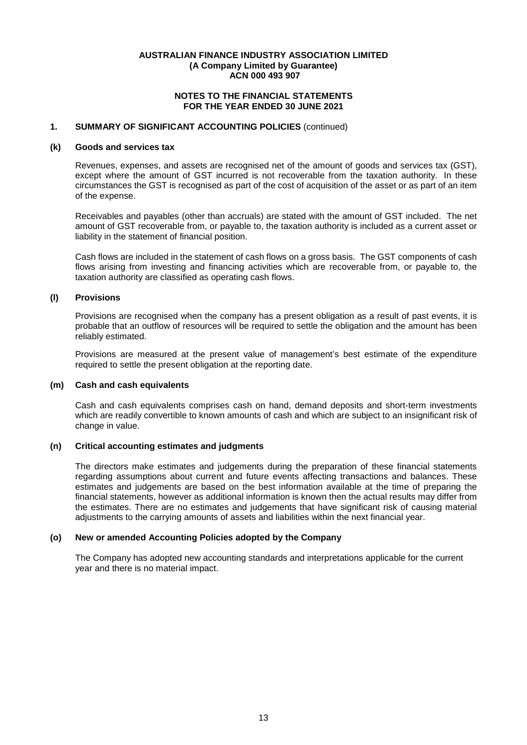**AUSTRALIAN FINANCE INDUSTRY ASSOCIATION LIMITED**
**(A Company Limited by Guarantee)**
**ACN 000 493 907**

**NOTES TO THE FINANCIAL STATEMENTS**
**FOR THE YEAR ENDED 30 JUNE 2021**

## 1. SUMMARY OF SIGNIFICANT ACCOUNTING POLICIES (continued)

### (k) Goods and services tax

Revenues, expenses, and assets are recognised net of the amount of goods and services tax (GST), except where the amount of GST incurred is not recoverable from the taxation authority. In these circumstances the GST is recognised as part of the cost of acquisition of the asset or as part of an item of the expense.

Receivables and payables (other than accruals) are stated with the amount of GST included. The net amount of GST recoverable from, or payable to, the taxation authority is included as a current asset or liability in the statement of financial position.

Cash flows are included in the statement of cash flows on a gross basis. The GST components of cash flows arising from investing and financing activities which are recoverable from, or payable to, the taxation authority are classified as operating cash flows.

### (l) Provisions

Provisions are recognised when the company has a present obligation as a result of past events, it is probable that an outflow of resources will be required to settle the obligation and the amount has been reliably estimated.

Provisions are measured at the present value of management's best estimate of the expenditure required to settle the present obligation at the reporting date.

### (m) Cash and cash equivalents

Cash and cash equivalents comprises cash on hand, demand deposits and short-term investments which are readily convertible to known amounts of cash and which are subject to an insignificant risk of change in value.

### (n) Critical accounting estimates and judgments

The directors make estimates and judgements during the preparation of these financial statements regarding assumptions about current and future events affecting transactions and balances. These estimates and judgements are based on the best information available at the time of preparing the financial statements, however as additional information is known then the actual results may differ from the estimates. There are no estimates and judgements that have significant risk of causing material adjustments to the carrying amounts of assets and liabilities within the next financial year.

### (o) New or amended Accounting Policies adopted by the Company

The Company has adopted new accounting standards and interpretations applicable for the current year and there is no material impact.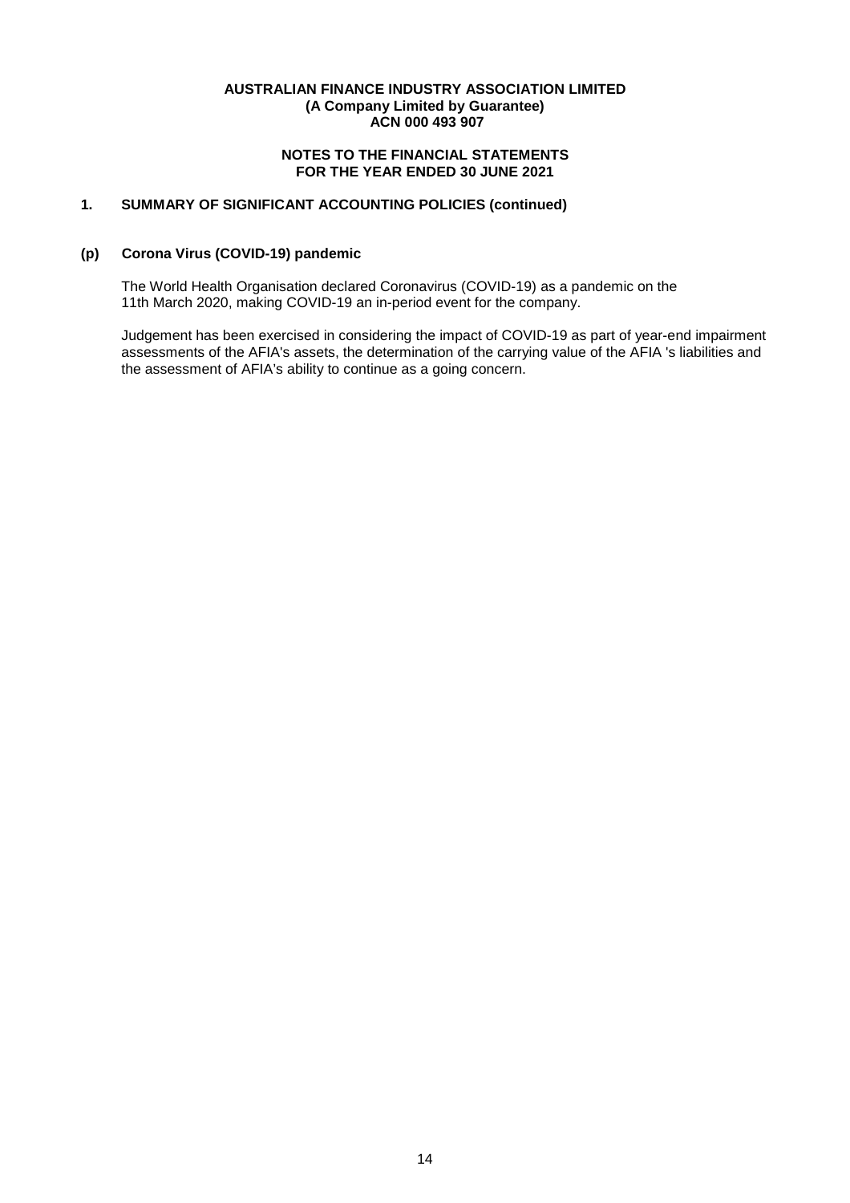**AUSTRALIAN FINANCE INDUSTRY ASSOCIATION LIMITED**
**(A Company Limited by Guarantee)**
**ACN 000 493 907**

**NOTES TO THE FINANCIAL STATEMENTS**
**FOR THE YEAR ENDED 30 JUNE 2021**

## 1. SUMMARY OF SIGNIFICANT ACCOUNTING POLICIES (continued)

### (p) Corona Virus (COVID-19) pandemic

The World Health Organisation declared Coronavirus (COVID-19) as a pandemic on the 11th March 2020, making COVID-19 an in-period event for the company.

Judgement has been exercised in considering the impact of COVID-19 as part of year-end impairment assessments of the AFIA's assets, the determination of the carrying value of the AFIA 's liabilities and the assessment of AFIA's ability to continue as a going concern.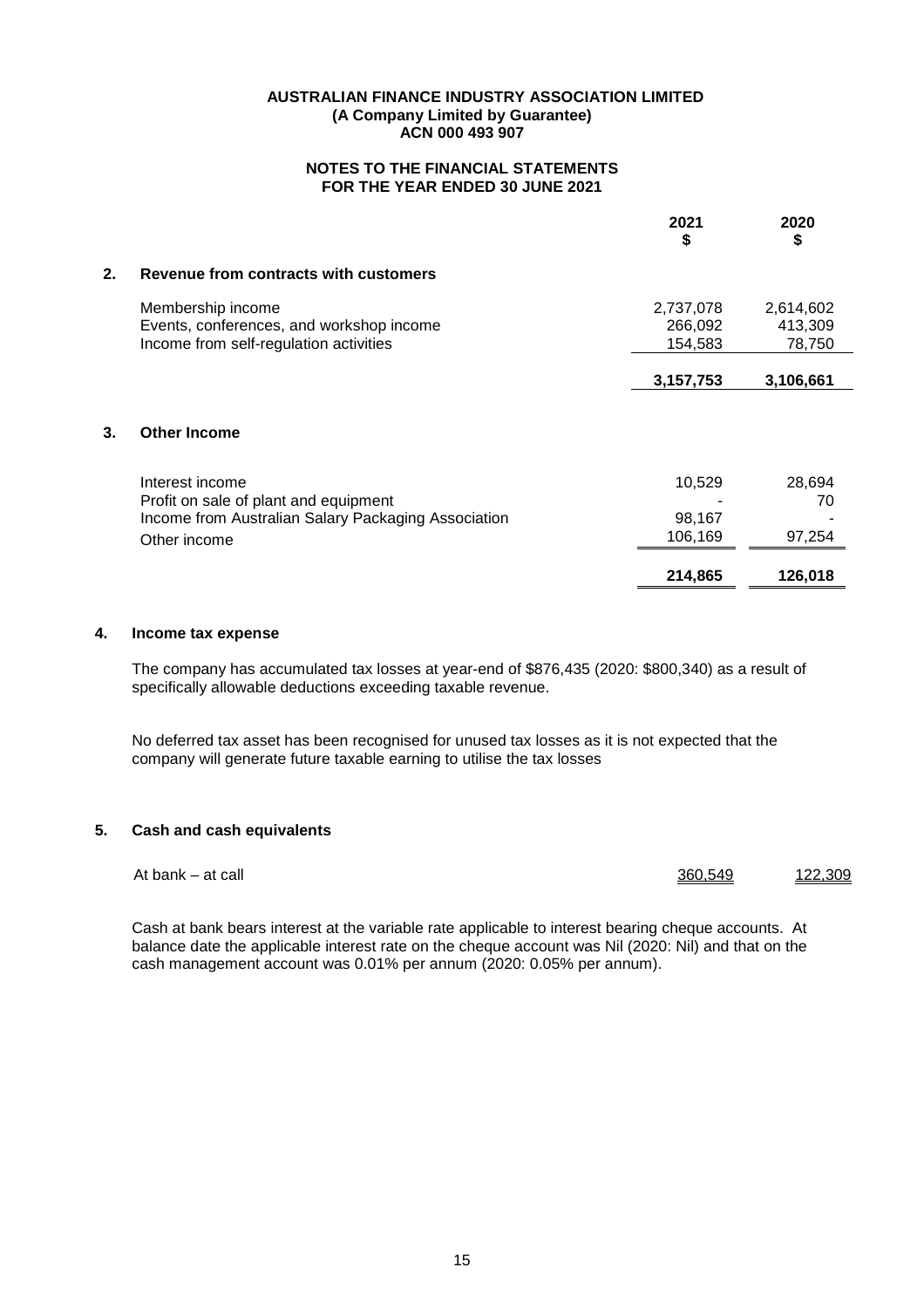**AUSTRALIAN FINANCE INDUSTRY ASSOCIATION LIMITED**
**(A Company Limited by Guarantee)**
**ACN 000 493 907**

**NOTES TO THE FINANCIAL STATEMENTS**
**FOR THE YEAR ENDED 30 JUNE 2021**

| | 2021 $ | 2020 $ |
|---|---|---|
| **2. Revenue from contracts with customers** | | |
| Membership income | 2,737,078 | 2,614,602 |
| Events, conferences, and workshop income | 266,092 | 413,309 |
| Income from self-regulation activities | 154,583 | 78,750 |
| | **3,157,753** | **3,106,661** |
| **3. Other Income** | | |
| Interest income | 10,529 | 28,694 |
| Profit on sale of plant and equipment | - | 70 |
| Income from Australian Salary Packaging Association | 98,167 | - |
| Other income | 106,169 | 97,254 |
| | **214,865** | **126,018** |

## 4. Income tax expense

The company has accumulated tax losses at year-end of $876,435 (2020: $800,340) as a result of specifically allowable deductions exceeding taxable revenue.

No deferred tax asset has been recognised for unused tax losses as it is not expected that the company will generate future taxable earning to utilise the tax losses

## 5. Cash and cash equivalents

| | 2021 $ | 2020 $ |
|---|---|---|
| At bank – at call | 360,549 | 122,309 |

Cash at bank bears interest at the variable rate applicable to interest bearing cheque accounts. At balance date the applicable interest rate on the cheque account was Nil (2020: Nil) and that on the cash management account was 0.01% per annum (2020: 0.05% per annum).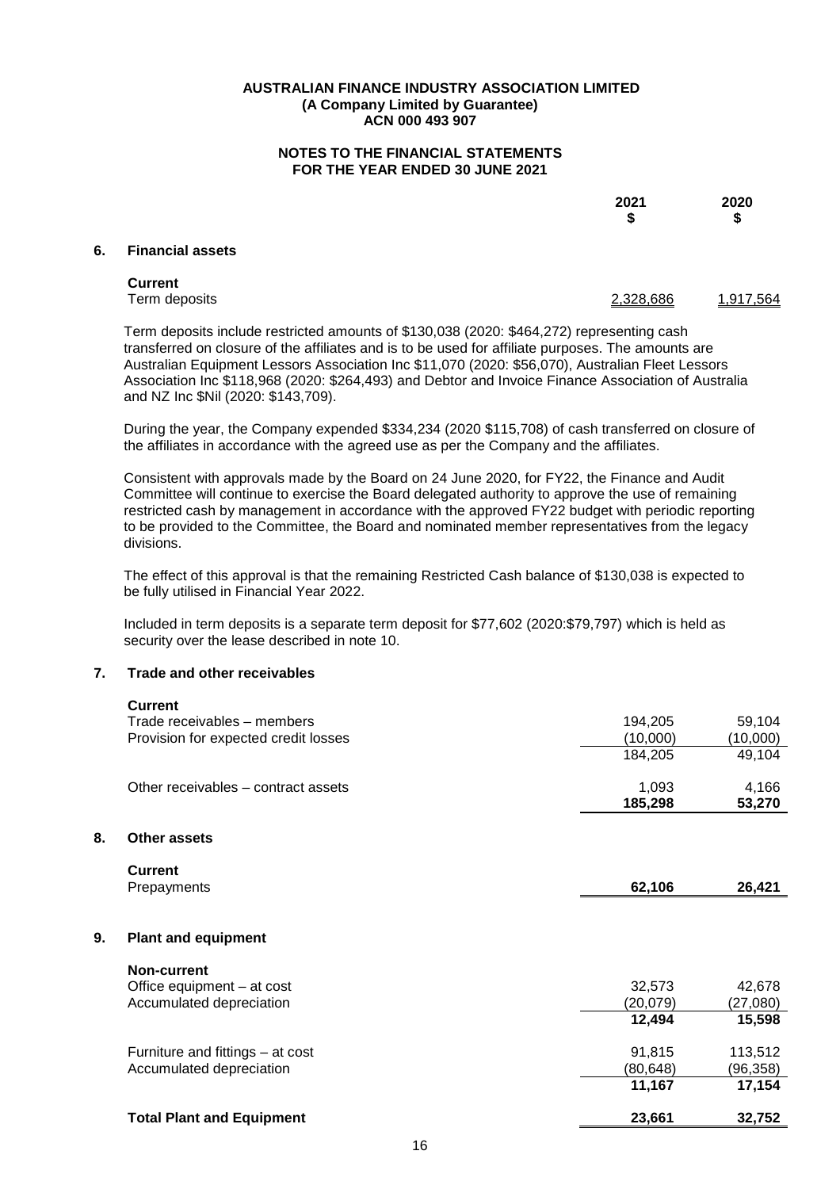**AUSTRALIAN FINANCE INDUSTRY ASSOCIATION LIMITED**
**(A Company Limited by Guarantee)**
**ACN 000 493 907**

**NOTES TO THE FINANCIAL STATEMENTS**
**FOR THE YEAR ENDED 30 JUNE 2021**

| | 2021 $ | 2020 $ |
|---|---|---|
| **6. Financial assets** | | |
| **Current** | | |
| Term deposits | 2,328,686 | 1,917,564 |

Term deposits include restricted amounts of $130,038 (2020: $464,272) representing cash transferred on closure of the affiliates and is to be used for affiliate purposes. The amounts are Australian Equipment Lessors Association Inc $11,070 (2020: $56,070), Australian Fleet Lessors Association Inc $118,968 (2020: $264,493) and Debtor and Invoice Finance Association of Australia and NZ Inc $Nil (2020: $143,709).

During the year, the Company expended $334,234 (2020 $115,708) of cash transferred on closure of the affiliates in accordance with the agreed use as per the Company and the affiliates.

Consistent with approvals made by the Board on 24 June 2020, for FY22, the Finance and Audit Committee will continue to exercise the Board delegated authority to approve the use of remaining restricted cash by management in accordance with the approved FY22 budget with periodic reporting to be provided to the Committee, the Board and nominated member representatives from the legacy divisions.

The effect of this approval is that the remaining Restricted Cash balance of $130,038 is expected to be fully utilised in Financial Year 2022.

Included in term deposits is a separate term deposit for $77,602 (2020:$79,797) which is held as security over the lease described in note 10.

| | 2021 $ | 2020 $ |
|---|---|---|
| **7. Trade and other receivables** | | |
| **Current** | | |
| Trade receivables – members | 194,205 | 59,104 |
| Provision for expected credit losses | (10,000) | (10,000) |
| | 184,205 | 49,104 |
| Other receivables – contract assets | 1,093 | 4,166 |
| | **185,298** | **53,270** |
| **8. Other assets** | | |
| **Current** | | |
| Prepayments | **62,106** | **26,421** |
| **9. Plant and equipment** | | |
| **Non-current** | | |
| Office equipment – at cost | 32,573 | 42,678 |
| Accumulated depreciation | (20,079) | (27,080) |
| | **12,494** | **15,598** |
| Furniture and fittings – at cost | 91,815 | 113,512 |
| Accumulated depreciation | (80,648) | (96,358) |
| | **11,167** | **17,154** |
| **Total Plant and Equipment** | **23,661** | **32,752** |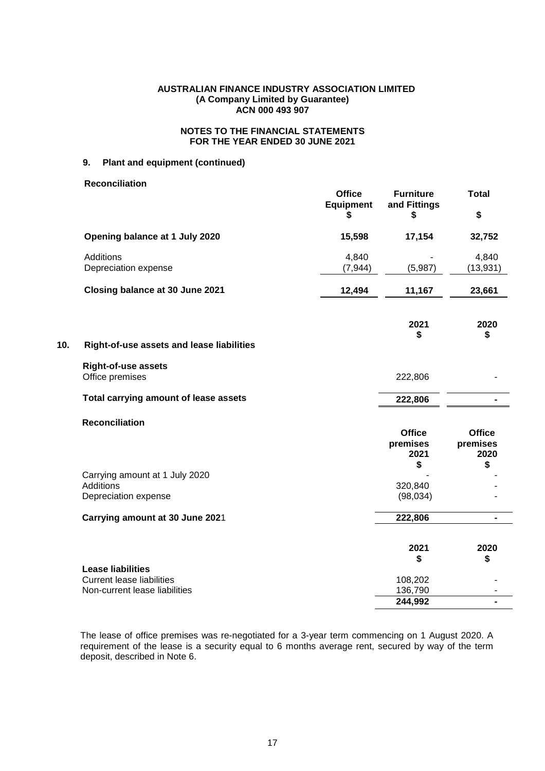**AUSTRALIAN FINANCE INDUSTRY ASSOCIATION LIMITED**
**(A Company Limited by Guarantee)**
**ACN 000 493 907**

**NOTES TO THE FINANCIAL STATEMENTS**
**FOR THE YEAR ENDED 30 JUNE 2021**

### 9. Plant and equipment (continued)

**Reconciliation**

| | Office Equipment $ | Furniture and Fittings $ | Total $ |
|---|---|---|---|
| **Opening balance at 1 July 2020** | **15,598** | **17,154** | **32,752** |
| Additions | 4,840 | - | 4,840 |
| Depreciation expense | (7,944) | (5,987) | (13,931) |
| **Closing balance at 30 June 2021** | **12,494** | **11,167** | **23,661** |

### 10. Right-of-use assets and lease liabilities

| | 2021 $ | 2020 $ |
|---|---|---|
| **Right-of-use assets** | | |
| Office premises | 222,806 | - |
| **Total carrying amount of lease assets** | **222,806** | **-** |

**Reconciliation**

| | Office premises 2021 $ | Office premises 2020 $ |
|---|---|---|
| Carrying amount at 1 July 2020 | - | - |
| Additions | 320,840 | - |
| Depreciation expense | (98,034) | - |
| **Carrying amount at 30 June 2021** | **222,806** | **-** |

| | 2021 $ | 2020 $ |
|---|---|---|
| **Lease liabilities** | | |
| Current lease liabilities | 108,202 | - |
| Non-current lease liabilities | 136,790 | - |
| | **244,992** | **-** |

The lease of office premises was re-negotiated for a 3-year term commencing on 1 August 2020. A requirement of the lease is a security equal to 6 months average rent, secured by way of the term deposit, described in Note 6.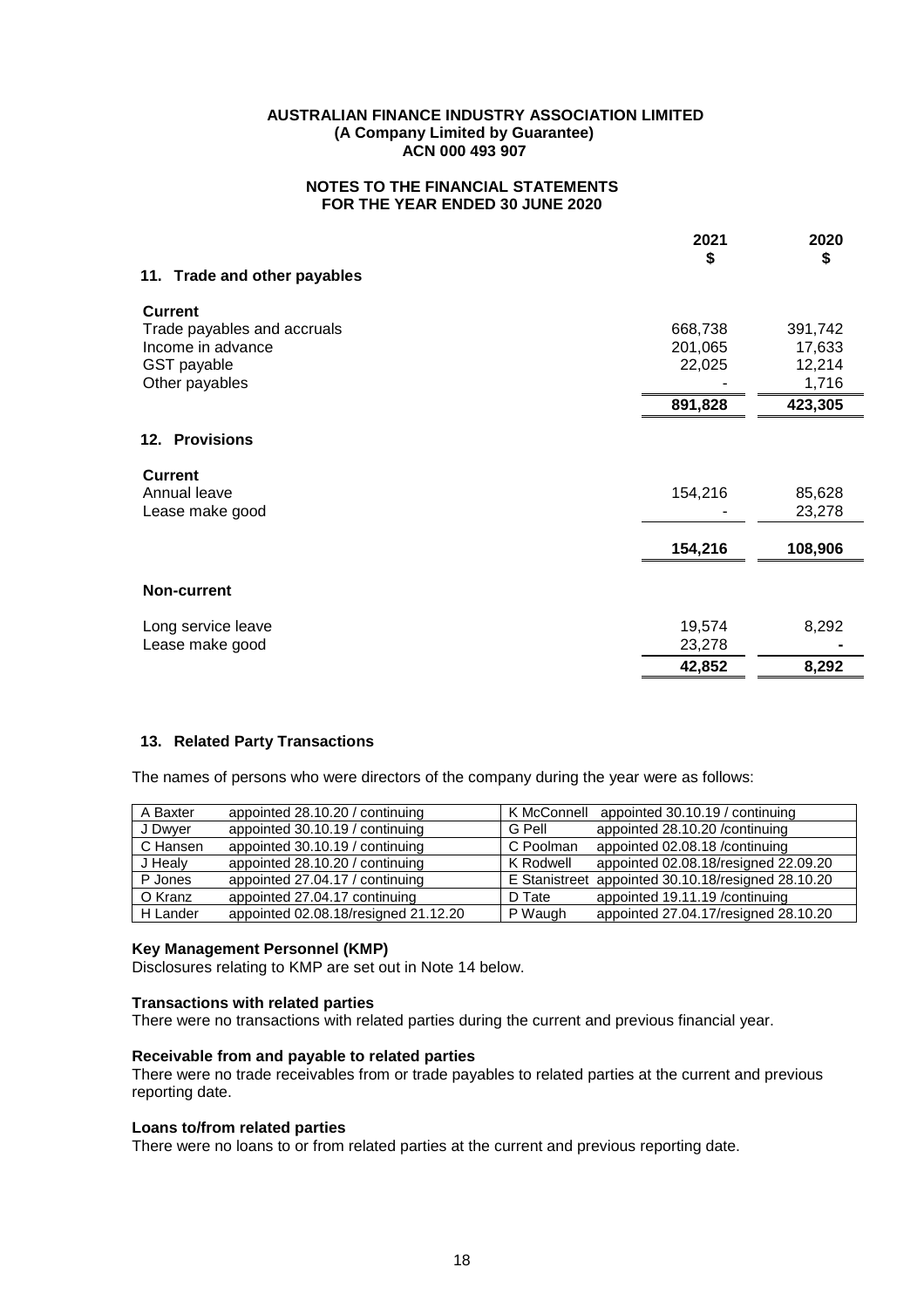**AUSTRALIAN FINANCE INDUSTRY ASSOCIATION LIMITED**
**(A Company Limited by Guarantee)**
**ACN 000 493 907**

**NOTES TO THE FINANCIAL STATEMENTS**
**FOR THE YEAR ENDED 30 JUNE 2020**

| | 2021 $ | 2020 $ |
|---|---|---|
| **11. Trade and other payables** | | |
| **Current** | | |
| Trade payables and accruals | 668,738 | 391,742 |
| Income in advance | 201,065 | 17,633 |
| GST payable | 22,025 | 12,214 |
| Other payables | - | 1,716 |
| | **891,828** | **423,305** |
| **12. Provisions** | | |
| **Current** | | |
| Annual leave | 154,216 | 85,628 |
| Lease make good | - | 23,278 |
| | **154,216** | **108,906** |
| **Non-current** | | |
| Long service leave | 19,574 | 8,292 |
| Lease make good | 23,278 | - |
| | **42,852** | **8,292** |

## 13. Related Party Transactions

The names of persons who were directors of the company during the year were as follows:

| | | | |
|---|---|---|---|
| A Baxter | appointed 28.10.20 / continuing | K McConnell | appointed 30.10.19 / continuing |
| J Dwyer | appointed 30.10.19 / continuing | G Pell | appointed 28.10.20 /continuing |
| C Hansen | appointed 30.10.19 / continuing | C Poolman | appointed 02.08.18 /continuing |
| J Healy | appointed 28.10.20 / continuing | K Rodwell | appointed 02.08.18/resigned 22.09.20 |
| P Jones | appointed 27.04.17 / continuing | E Stanistreet | appointed 30.10.18/resigned 28.10.20 |
| O Kranz | appointed 27.04.17 continuing | D Tate | appointed 19.11.19 /continuing |
| H Lander | appointed 02.08.18/resigned 21.12.20 | P Waugh | appointed 27.04.17/resigned 28.10.20 |

**Key Management Personnel (KMP)**
Disclosures relating to KMP are set out in Note 14 below.

**Transactions with related parties**
There were no transactions with related parties during the current and previous financial year.

**Receivable from and payable to related parties**
There were no trade receivables from or trade payables to related parties at the current and previous reporting date.

**Loans to/from related parties**
There were no loans to or from related parties at the current and previous reporting date.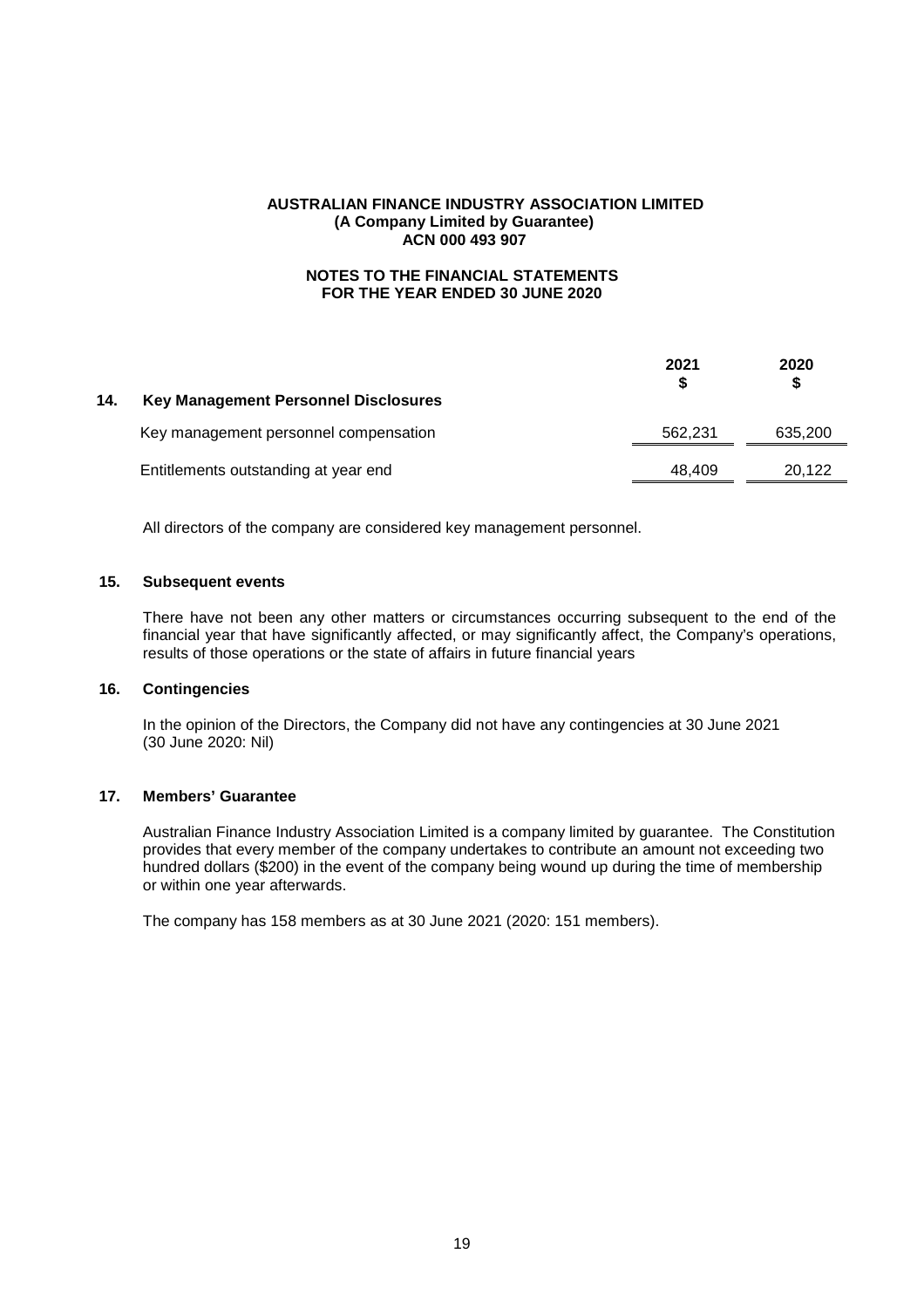**AUSTRALIAN FINANCE INDUSTRY ASSOCIATION LIMITED**
**(A Company Limited by Guarantee)**
**ACN 000 493 907**

**NOTES TO THE FINANCIAL STATEMENTS**
**FOR THE YEAR ENDED 30 JUNE 2020**

| | 2021 $ | 2020 $ |
|---|---|---|
| **14. Key Management Personnel Disclosures** | | |
| Key management personnel compensation | 562,231 | 635,200 |
| Entitlements outstanding at year end | 48,409 | 20,122 |

All directors of the company are considered key management personnel.

## 15. Subsequent events

There have not been any other matters or circumstances occurring subsequent to the end of the financial year that have significantly affected, or may significantly affect, the Company's operations, results of those operations or the state of affairs in future financial years

## 16. Contingencies

In the opinion of the Directors, the Company did not have any contingencies at 30 June 2021 (30 June 2020: Nil)

## 17. Members' Guarantee

Australian Finance Industry Association Limited is a company limited by guarantee. The Constitution provides that every member of the company undertakes to contribute an amount not exceeding two hundred dollars ($200) in the event of the company being wound up during the time of membership or within one year afterwards.

The company has 158 members as at 30 June 2021 (2020: 151 members).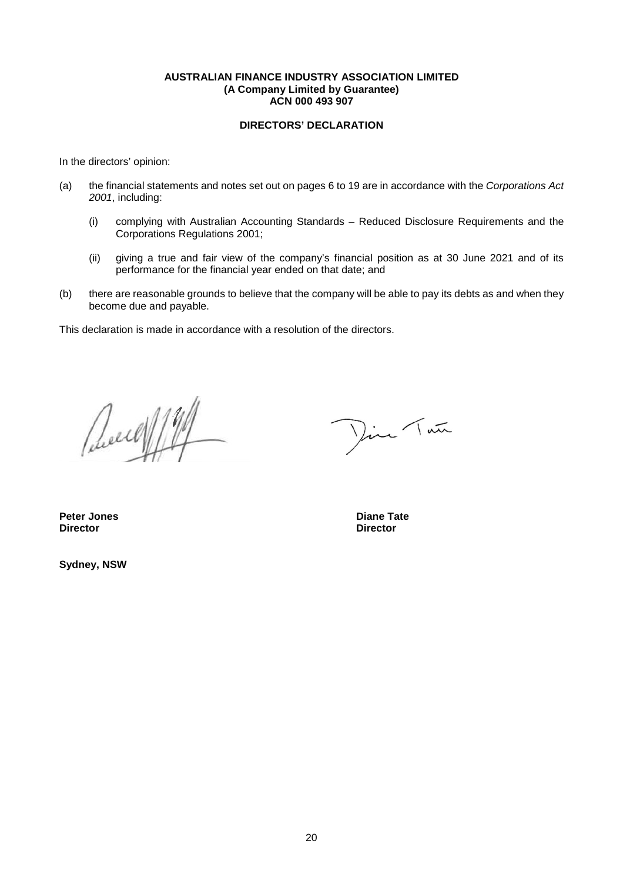**AUSTRALIAN FINANCE INDUSTRY ASSOCIATION LIMITED**
**(A Company Limited by Guarantee)**
**ACN 000 493 907**

## DIRECTORS' DECLARATION

In the directors' opinion:

(a) the financial statements and notes set out on pages 6 to 19 are in accordance with the *Corporations Act 2001*, including:

   (i) complying with Australian Accounting Standards – Reduced Disclosure Requirements and the Corporations Regulations 2001;

   (ii) giving a true and fair view of the company's financial position as at 30 June 2021 and of its performance for the financial year ended on that date; and

(b) there are reasonable grounds to believe that the company will be able to pay its debts as and when they become due and payable.

This declaration is made in accordance with a resolution of the directors.

**Peter Jones**
**Director**

**Diane Tate**
**Director**

**Sydney, NSW**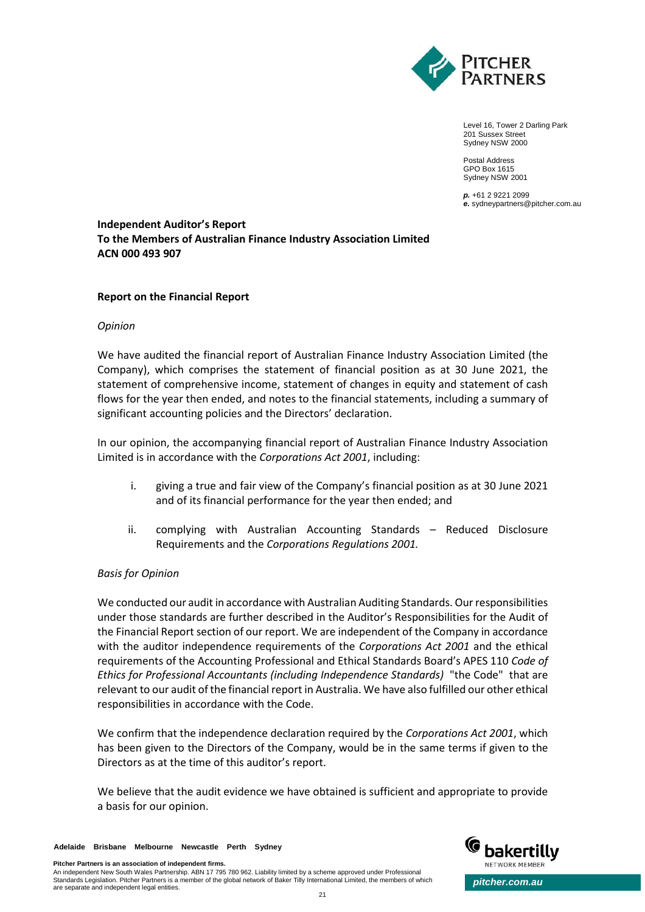Level 16, Tower 2 Darling Park
201 Sussex Street
Sydney NSW 2000

Postal Address
GPO Box 1615
Sydney NSW 2001

***p.*** +61 2 9221 2099
***e.*** sydneypartners@pitcher.com.au

**Independent Auditor's Report**
**To the Members of Australian Finance Industry Association Limited**
**ACN 000 493 907**

**Report on the Financial Report**

*Opinion*

We have audited the financial report of Australian Finance Industry Association Limited (the Company), which comprises the statement of financial position as at 30 June 2021, the statement of comprehensive income, statement of changes in equity and statement of cash flows for the year then ended, and notes to the financial statements, including a summary of significant accounting policies and the Directors' declaration.

In our opinion, the accompanying financial report of Australian Finance Industry Association Limited is in accordance with the *Corporations Act 2001*, including:

i. giving a true and fair view of the Company's financial position as at 30 June 2021 and of its financial performance for the year then ended; and

ii. complying with Australian Accounting Standards – Reduced Disclosure Requirements and the *Corporations Regulations 2001.*

*Basis for Opinion*

We conducted our audit in accordance with Australian Auditing Standards. Our responsibilities under those standards are further described in the Auditor's Responsibilities for the Audit of the Financial Report section of our report. We are independent of the Company in accordance with the auditor independence requirements of the *Corporations Act 2001* and the ethical requirements of the Accounting Professional and Ethical Standards Board's APES 110 *Code of Ethics for Professional Accountants (including Independence Standards)* "the Code" that are relevant to our audit of the financial report in Australia. We have also fulfilled our other ethical responsibilities in accordance with the Code.

We confirm that the independence declaration required by the *Corporations Act 2001*, which has been given to the Directors of the Company, would be in the same terms if given to the Directors as at the time of this auditor's report.

We believe that the audit evidence we have obtained is sufficient and appropriate to provide a basis for our opinion.

**Adelaide Brisbane Melbourne Newcastle Perth Sydney**

**Pitcher Partners is an association of independent firms.**
An independent New South Wales Partnership. ABN 17 795 780 962. Liability limited by a scheme approved under Professional Standards Legislation. Pitcher Partners is a member of the global network of Baker Tilly International Limited, the members of which are separate and independent legal entities.

*pitcher.com.au*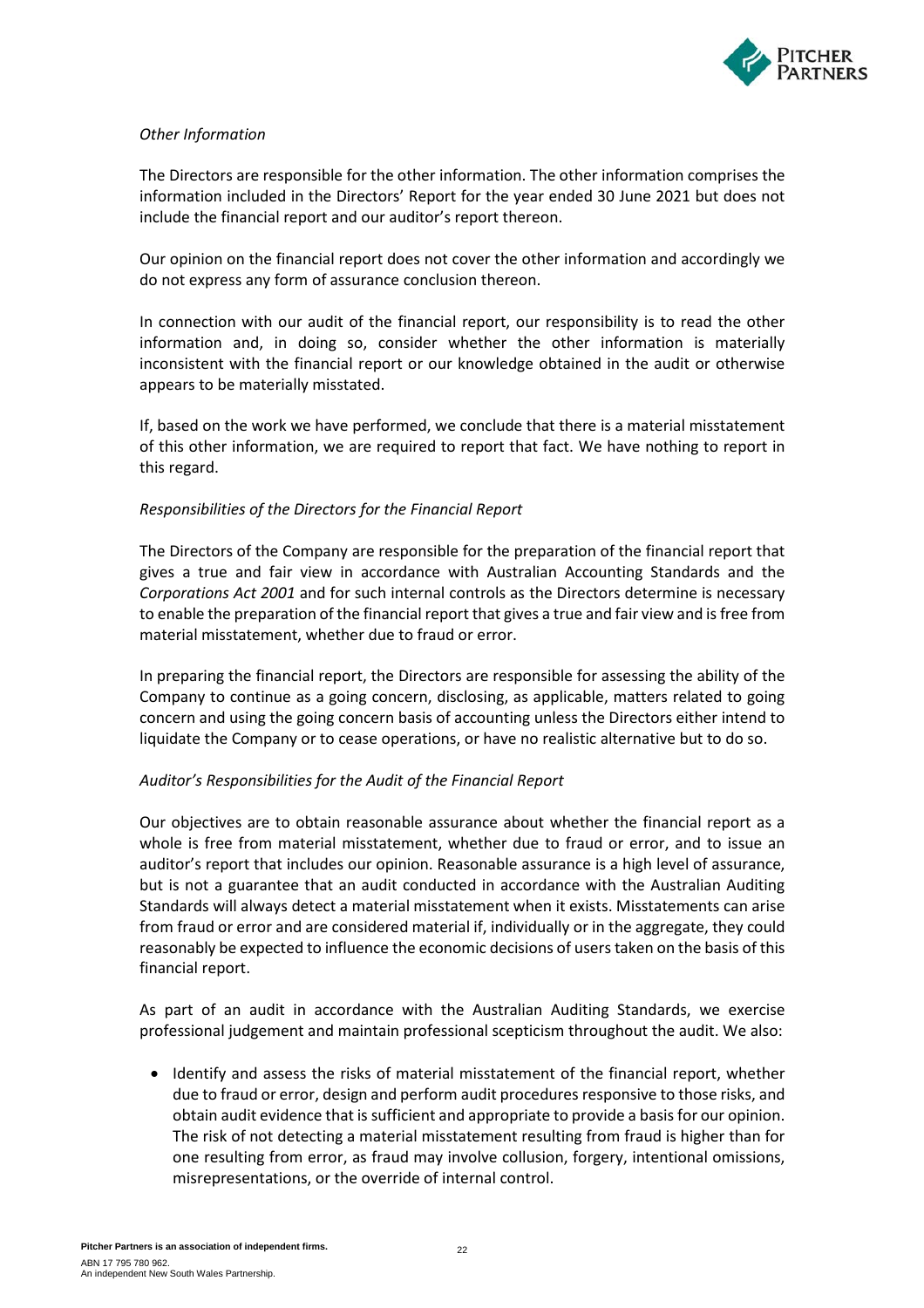*Other Information*

The Directors are responsible for the other information. The other information comprises the information included in the Directors' Report for the year ended 30 June 2021 but does not include the financial report and our auditor's report thereon.

Our opinion on the financial report does not cover the other information and accordingly we do not express any form of assurance conclusion thereon.

In connection with our audit of the financial report, our responsibility is to read the other information and, in doing so, consider whether the other information is materially inconsistent with the financial report or our knowledge obtained in the audit or otherwise appears to be materially misstated.

If, based on the work we have performed, we conclude that there is a material misstatement of this other information, we are required to report that fact. We have nothing to report in this regard.

*Responsibilities of the Directors for the Financial Report*

The Directors of the Company are responsible for the preparation of the financial report that gives a true and fair view in accordance with Australian Accounting Standards and the *Corporations Act 2001* and for such internal controls as the Directors determine is necessary to enable the preparation of the financial report that gives a true and fair view and is free from material misstatement, whether due to fraud or error.

In preparing the financial report, the Directors are responsible for assessing the ability of the Company to continue as a going concern, disclosing, as applicable, matters related to going concern and using the going concern basis of accounting unless the Directors either intend to liquidate the Company or to cease operations, or have no realistic alternative but to do so.

*Auditor's Responsibilities for the Audit of the Financial Report*

Our objectives are to obtain reasonable assurance about whether the financial report as a whole is free from material misstatement, whether due to fraud or error, and to issue an auditor's report that includes our opinion. Reasonable assurance is a high level of assurance, but is not a guarantee that an audit conducted in accordance with the Australian Auditing Standards will always detect a material misstatement when it exists. Misstatements can arise from fraud or error and are considered material if, individually or in the aggregate, they could reasonably be expected to influence the economic decisions of users taken on the basis of this financial report.

As part of an audit in accordance with the Australian Auditing Standards, we exercise professional judgement and maintain professional scepticism throughout the audit. We also:

- Identify and assess the risks of material misstatement of the financial report, whether due to fraud or error, design and perform audit procedures responsive to those risks, and obtain audit evidence that is sufficient and appropriate to provide a basis for our opinion. The risk of not detecting a material misstatement resulting from fraud is higher than for one resulting from error, as fraud may involve collusion, forgery, intentional omissions, misrepresentations, or the override of internal control.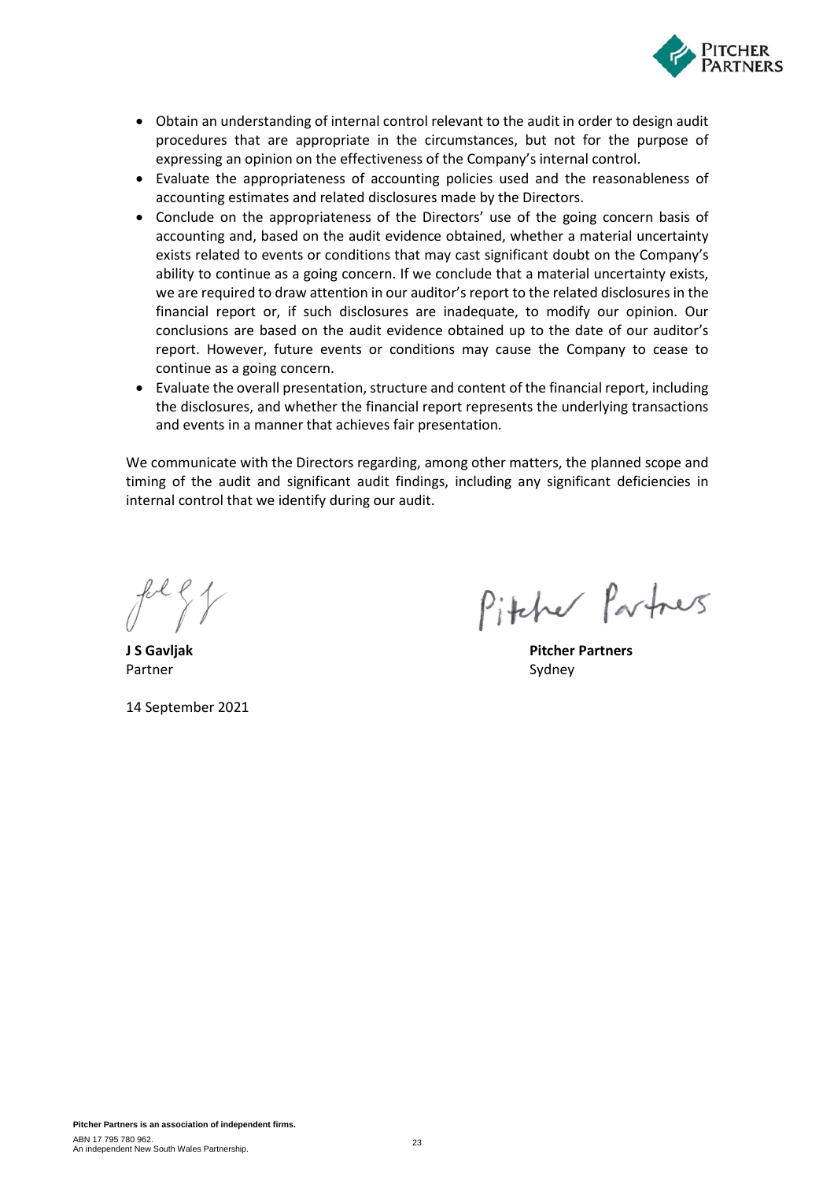- Obtain an understanding of internal control relevant to the audit in order to design audit procedures that are appropriate in the circumstances, but not for the purpose of expressing an opinion on the effectiveness of the Company's internal control.
- Evaluate the appropriateness of accounting policies used and the reasonableness of accounting estimates and related disclosures made by the Directors.
- Conclude on the appropriateness of the Directors' use of the going concern basis of accounting and, based on the audit evidence obtained, whether a material uncertainty exists related to events or conditions that may cast significant doubt on the Company's ability to continue as a going concern. If we conclude that a material uncertainty exists, we are required to draw attention in our auditor's report to the related disclosures in the financial report or, if such disclosures are inadequate, to modify our opinion. Our conclusions are based on the audit evidence obtained up to the date of our auditor's report. However, future events or conditions may cause the Company to cease to continue as a going concern.
- Evaluate the overall presentation, structure and content of the financial report, including the disclosures, and whether the financial report represents the underlying transactions and events in a manner that achieves fair presentation.

We communicate with the Directors regarding, among other matters, the planned scope and timing of the audit and significant audit findings, including any significant deficiencies in internal control that we identify during our audit.

**J S Gavljak**
Partner

14 September 2021

**Pitcher Partners**
Sydney

Pitcher Partners is an association of independent firms.
ABN 17 795 780 962.
An independent New South Wales Partnership.